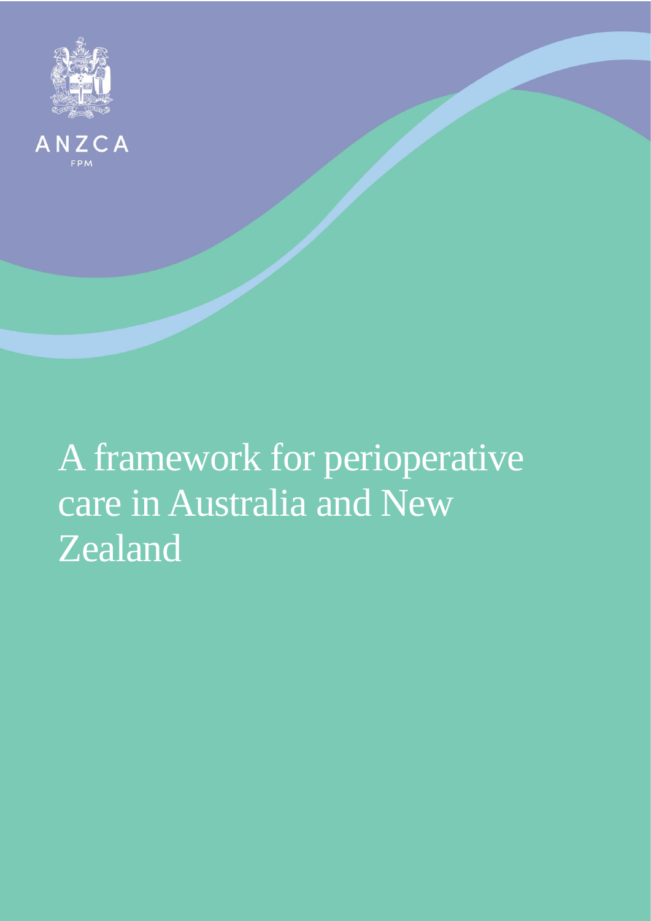ANZCA

FPM

# A framework for perioperative care in Australia and New Zealand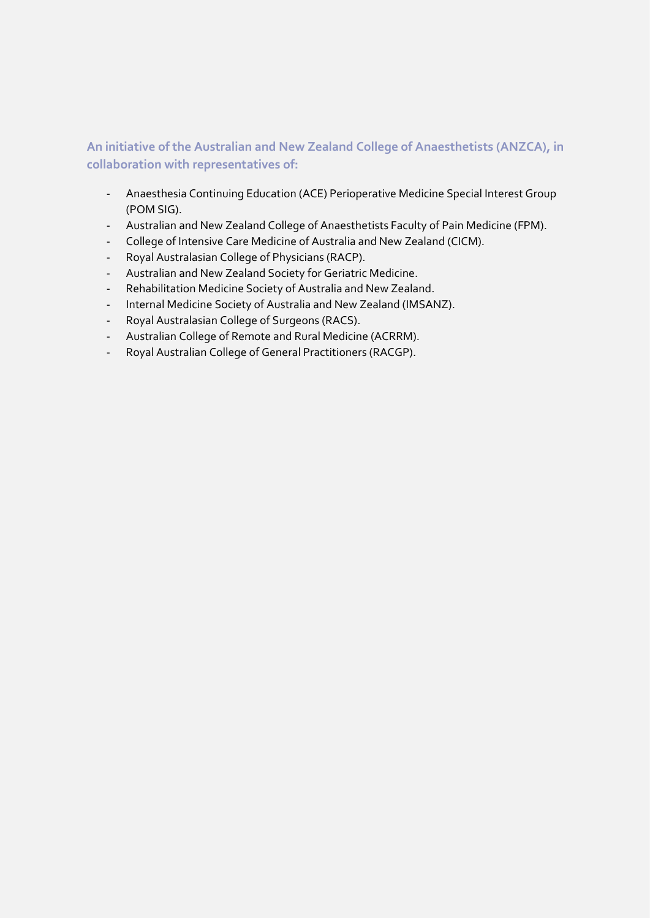**An initiative of the Australian and New Zealand College of Anaesthetists (ANZCA), in collaboration with representatives of:**

- Anaesthesia Continuing Education (ACE) Perioperative Medicine Special Interest Group (POM SIG).
- Australian and New Zealand College of Anaesthetists Faculty of Pain Medicine (FPM).
- College of Intensive Care Medicine of Australia and New Zealand (CICM).
- Royal Australasian College of Physicians (RACP).
- Australian and New Zealand Society for Geriatric Medicine.
- Rehabilitation Medicine Society of Australia and New Zealand.
- Internal Medicine Society of Australia and New Zealand (IMSANZ).
- Royal Australasian College of Surgeons (RACS).
- Australian College of Remote and Rural Medicine (ACRRM).
- Royal Australian College of General Practitioners (RACGP).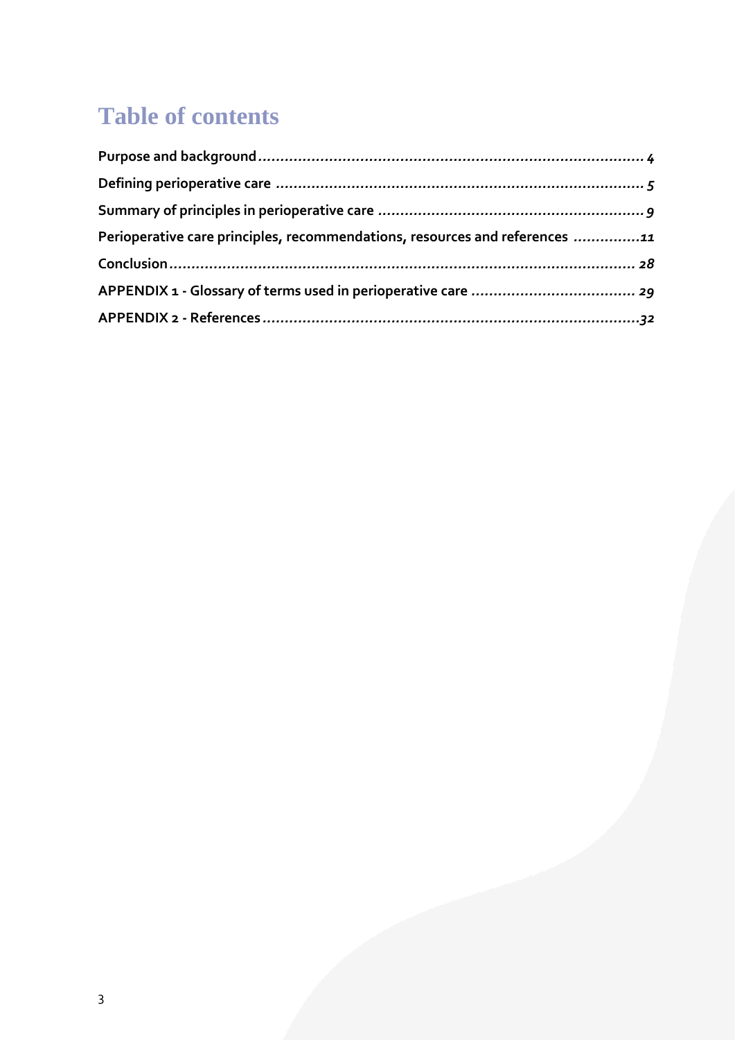# Table of contents

**Purpose and background** ........................................................................................ *4*

**Defining perioperative care** .................................................................................. *5*

**Summary of principles in perioperative care** ........................................................... *9*

**Perioperative care principles, recommendations, resources and references** ...............*11*

**Conclusion** ............................................................................................................ *28*

**APPENDIX 1 - Glossary of terms used in perioperative care** .................................... *29*

**APPENDIX 2 - References** .......................................................................................*32*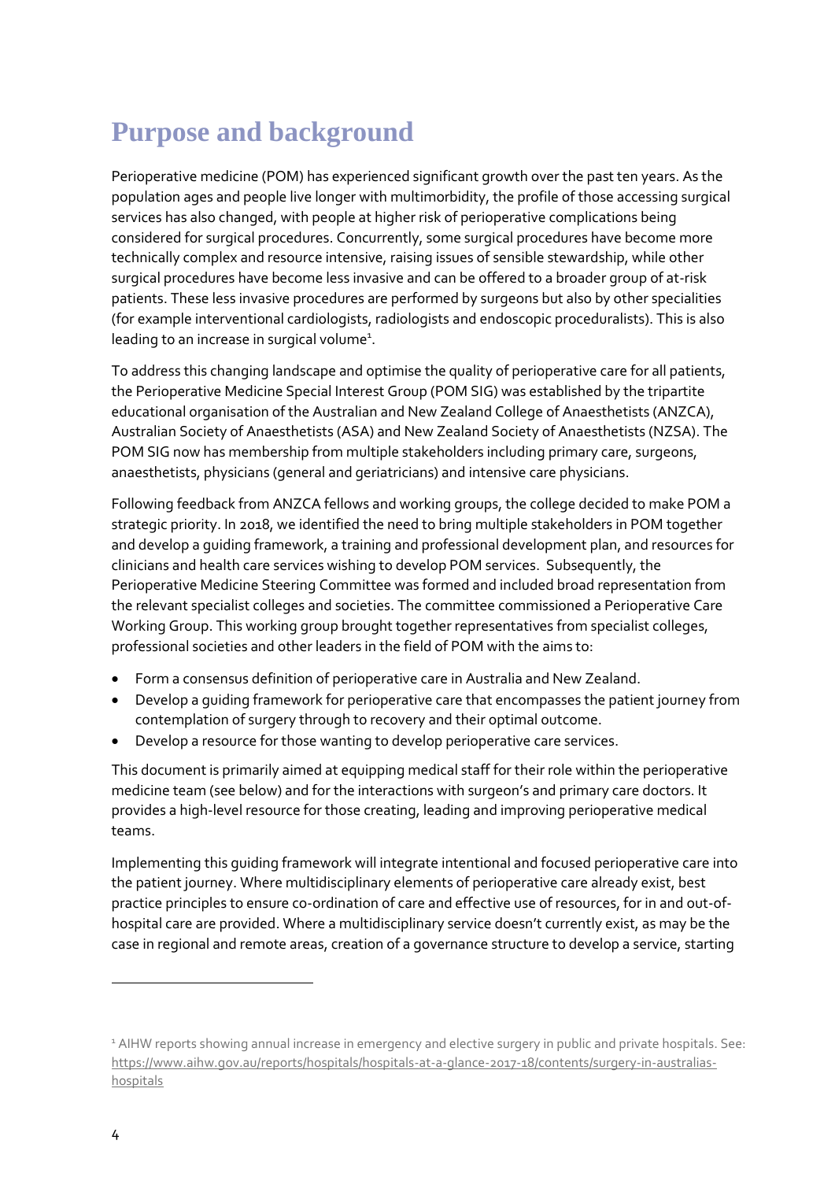# Purpose and background

Perioperative medicine (POM) has experienced significant growth over the past ten years. As the population ages and people live longer with multimorbidity, the profile of those accessing surgical services has also changed, with people at higher risk of perioperative complications being considered for surgical procedures. Concurrently, some surgical procedures have become more technically complex and resource intensive, raising issues of sensible stewardship, while other surgical procedures have become less invasive and can be offered to a broader group of at-risk patients. These less invasive procedures are performed by surgeons but also by other specialities (for example interventional cardiologists, radiologists and endoscopic proceduralists). This is also leading to an increase in surgical volume[1].

To address this changing landscape and optimise the quality of perioperative care for all patients, the Perioperative Medicine Special Interest Group (POM SIG) was established by the tripartite educational organisation of the Australian and New Zealand College of Anaesthetists (ANZCA), Australian Society of Anaesthetists (ASA) and New Zealand Society of Anaesthetists (NZSA). The POM SIG now has membership from multiple stakeholders including primary care, surgeons, anaesthetists, physicians (general and geriatricians) and intensive care physicians.

Following feedback from ANZCA fellows and working groups, the college decided to make POM a strategic priority. In 2018, we identified the need to bring multiple stakeholders in POM together and develop a guiding framework, a training and professional development plan, and resources for clinicians and health care services wishing to develop POM services. Subsequently, the Perioperative Medicine Steering Committee was formed and included broad representation from the relevant specialist colleges and societies. The committee commissioned a Perioperative Care Working Group. This working group brought together representatives from specialist colleges, professional societies and other leaders in the field of POM with the aims to:

- Form a consensus definition of perioperative care in Australia and New Zealand.
- Develop a guiding framework for perioperative care that encompasses the patient journey from contemplation of surgery through to recovery and their optimal outcome.
- Develop a resource for those wanting to develop perioperative care services.

This document is primarily aimed at equipping medical staff for their role within the perioperative medicine team (see below) and for the interactions with surgeon's and primary care doctors. It provides a high-level resource for those creating, leading and improving perioperative medical teams.

Implementing this guiding framework will integrate intentional and focused perioperative care into the patient journey. Where multidisciplinary elements of perioperative care already exist, best practice principles to ensure co-ordination of care and effective use of resources, for in and out-of-hospital care are provided. Where a multidisciplinary service doesn't currently exist, as may be the case in regional and remote areas, creation of a governance structure to develop a service, starting

---

[1] AIHW reports showing annual increase in emergency and elective surgery in public and private hospitals. See: https://www.aihw.gov.au/reports/hospitals/hospitals-at-a-glance-2017-18/contents/surgery-in-australias-hospitals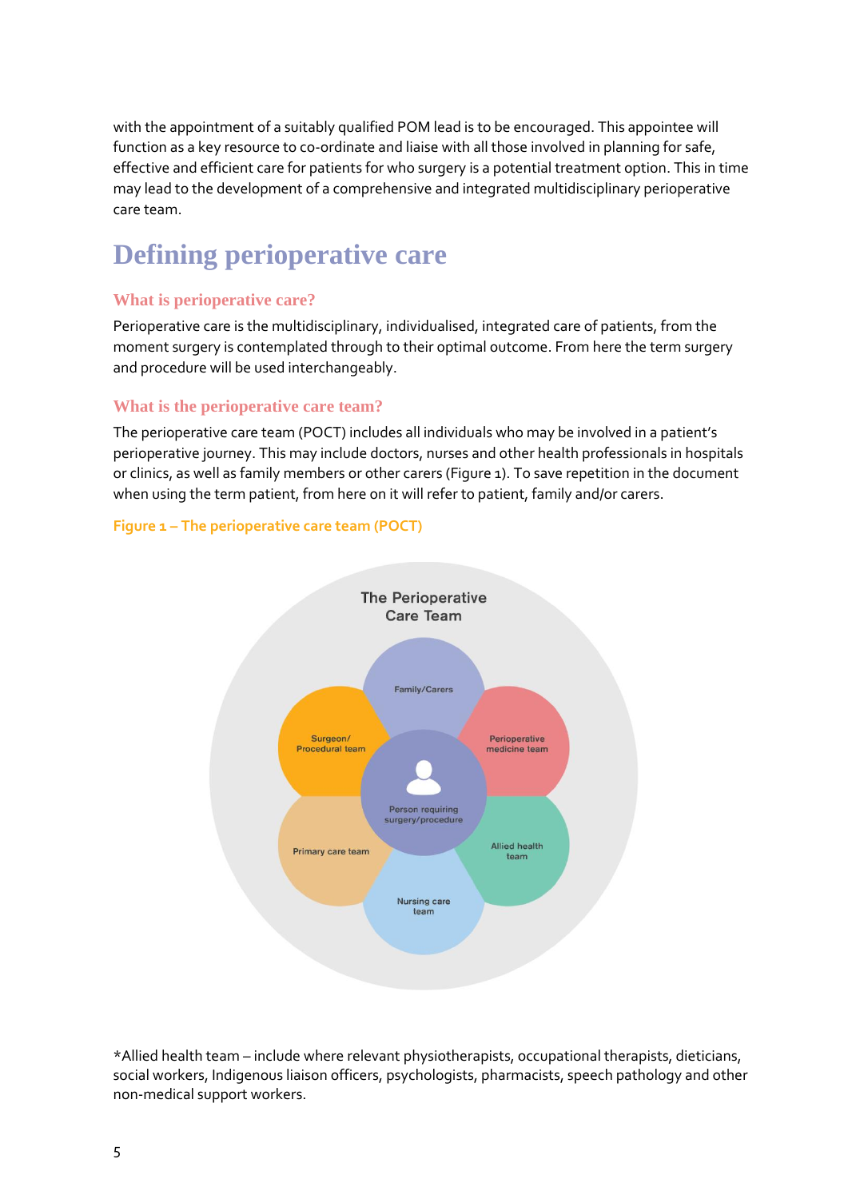with the appointment of a suitably qualified POM lead is to be encouraged. This appointee will function as a key resource to co-ordinate and liaise with all those involved in planning for safe, effective and efficient care for patients for who surgery is a potential treatment option. This in time may lead to the development of a comprehensive and integrated multidisciplinary perioperative care team.

# Defining perioperative care

## What is perioperative care?

Perioperative care is the multidisciplinary, individualised, integrated care of patients, from the moment surgery is contemplated through to their optimal outcome. From here the term surgery and procedure will be used interchangeably.

## What is the perioperative care team?

The perioperative care team (POCT) includes all individuals who may be involved in a patient's perioperative journey. This may include doctors, nurses and other health professionals in hospitals or clinics, as well as family members or other carers (Figure 1). To save repetition in the document when using the term patient, from here on it will refer to patient, family and/or carers.

**Figure 1 – The perioperative care team (POCT)**

The Perioperative Care Team

Family/Carers

Surgeon/ Procedural team

Perioperative medicine team

Person requiring surgery/procedure

Primary care team

Allied health team

Nursing care team

*Allied health team – include where relevant physiotherapists, occupational therapists, dieticians, social workers, Indigenous liaison officers, psychologists, pharmacists, speech pathology and other non-medical support workers.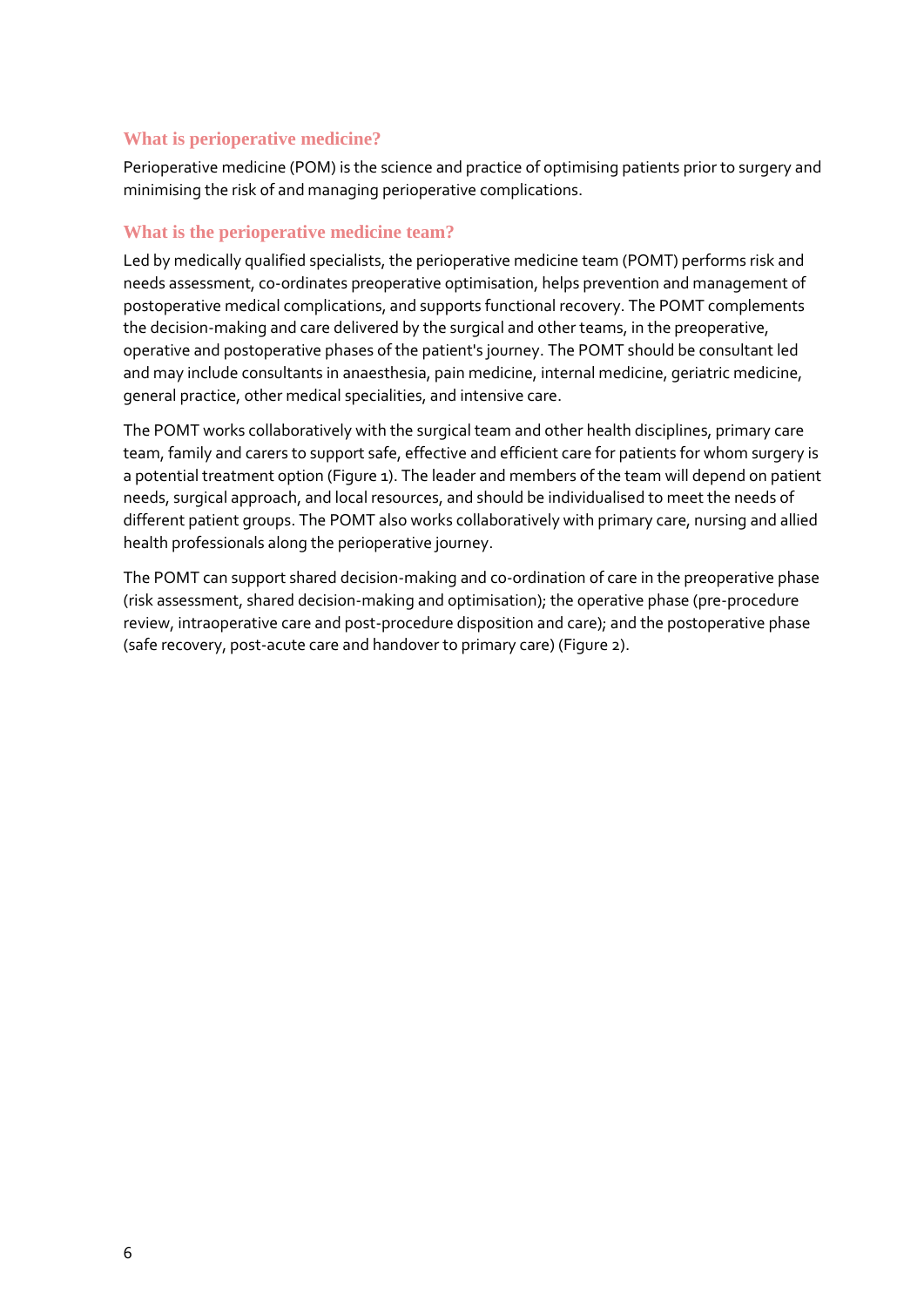## What is perioperative medicine?

Perioperative medicine (POM) is the science and practice of optimising patients prior to surgery and minimising the risk of and managing perioperative complications.

## What is the perioperative medicine team?

Led by medically qualified specialists, the perioperative medicine team (POMT) performs risk and needs assessment, co-ordinates preoperative optimisation, helps prevention and management of postoperative medical complications, and supports functional recovery. The POMT complements the decision-making and care delivered by the surgical and other teams, in the preoperative, operative and postoperative phases of the patient's journey. The POMT should be consultant led and may include consultants in anaesthesia, pain medicine, internal medicine, geriatric medicine, general practice, other medical specialities, and intensive care.

The POMT works collaboratively with the surgical team and other health disciplines, primary care team, family and carers to support safe, effective and efficient care for patients for whom surgery is a potential treatment option (Figure 1). The leader and members of the team will depend on patient needs, surgical approach, and local resources, and should be individualised to meet the needs of different patient groups. The POMT also works collaboratively with primary care, nursing and allied health professionals along the perioperative journey.

The POMT can support shared decision-making and co-ordination of care in the preoperative phase (risk assessment, shared decision-making and optimisation); the operative phase (pre-procedure review, intraoperative care and post-procedure disposition and care); and the postoperative phase (safe recovery, post-acute care and handover to primary care) (Figure 2).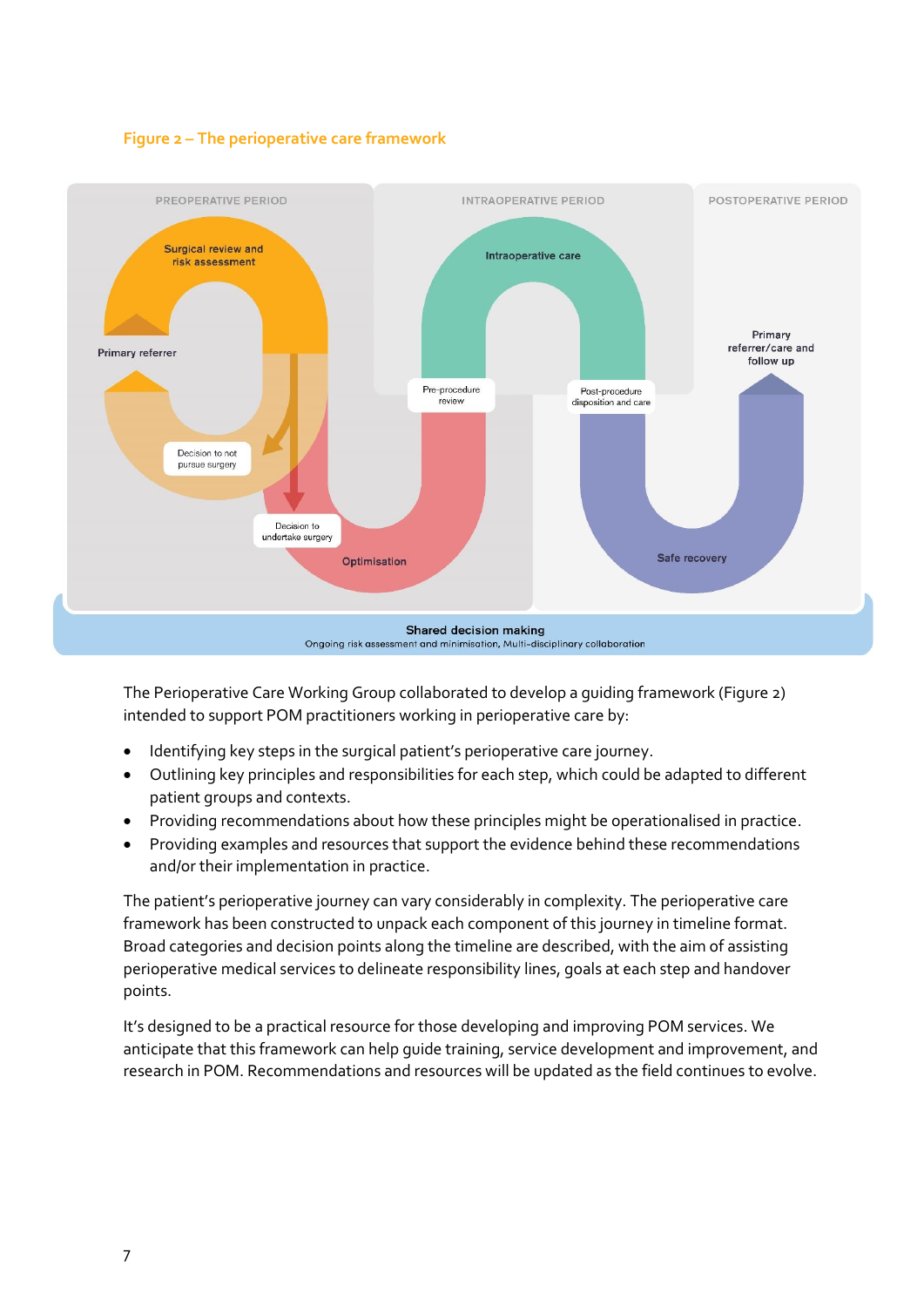### Figure 2 – The perioperative care framework

PREOPERATIVE PERIOD

Surgical review and risk assessment

Primary referrer

Decision to not pursue surgery

Decision to undertake surgery

Optimisation

INTRAOPERATIVE PERIOD

Intraoperative care

Pre-procedure review

Post-procedure disposition and care

POSTOPERATIVE PERIOD

Primary referrer/care and follow up

Safe recovery

Shared decision making

Ongoing risk assessment and minimisation, Multi-disciplinary collaboration

The Perioperative Care Working Group collaborated to develop a guiding framework (Figure 2) intended to support POM practitioners working in perioperative care by:

- Identifying key steps in the surgical patient's perioperative care journey.
- Outlining key principles and responsibilities for each step, which could be adapted to different patient groups and contexts.
- Providing recommendations about how these principles might be operationalised in practice.
- Providing examples and resources that support the evidence behind these recommendations and/or their implementation in practice.

The patient's perioperative journey can vary considerably in complexity. The perioperative care framework has been constructed to unpack each component of this journey in timeline format. Broad categories and decision points along the timeline are described, with the aim of assisting perioperative medical services to delineate responsibility lines, goals at each step and handover points.

It's designed to be a practical resource for those developing and improving POM services. We anticipate that this framework can help guide training, service development and improvement, and research in POM. Recommendations and resources will be updated as the field continues to evolve.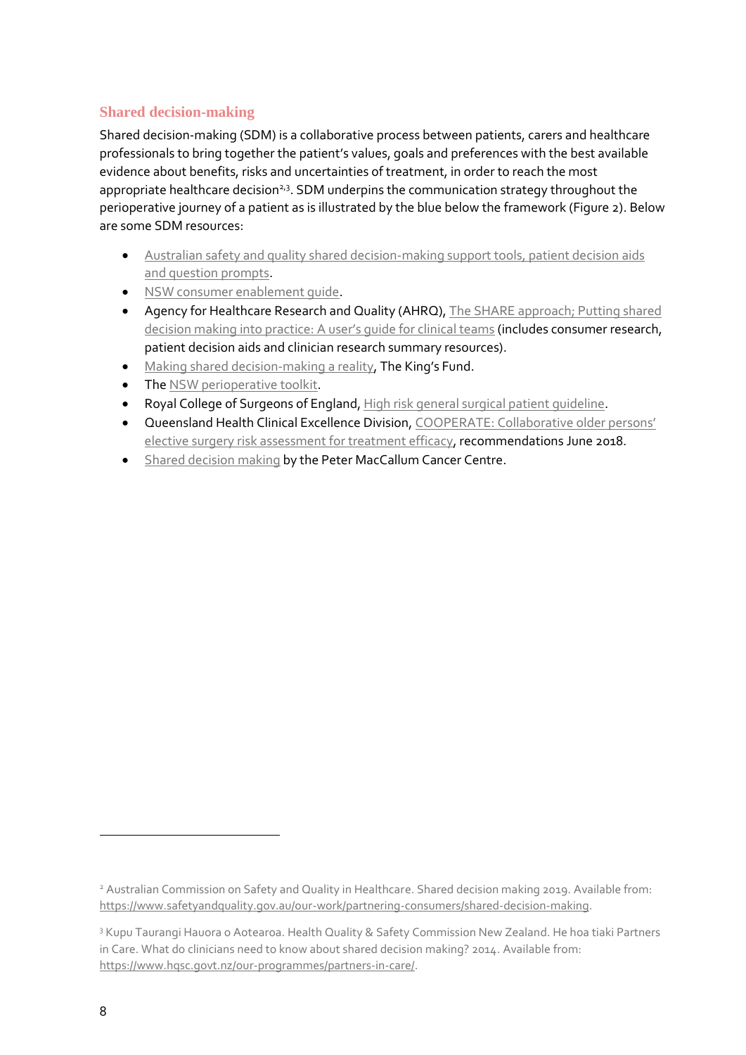### Shared decision-making

Shared decision-making (SDM) is a collaborative process between patients, carers and healthcare professionals to bring together the patient's values, goals and preferences with the best available evidence about benefits, risks and uncertainties of treatment, in order to reach the most appropriate healthcare decision[2,3]. SDM underpins the communication strategy throughout the perioperative journey of a patient as is illustrated by the blue below the framework (Figure 2). Below are some SDM resources:

- Australian safety and quality shared decision-making support tools, patient decision aids and question prompts.
- NSW consumer enablement guide.
- Agency for Healthcare Research and Quality (AHRQ), The SHARE approach; Putting shared decision making into practice: A user's guide for clinical teams (includes consumer research, patient decision aids and clinician research summary resources).
- Making shared decision-making a reality, The King's Fund.
- The NSW perioperative toolkit.
- Royal College of Surgeons of England, High risk general surgical patient guideline.
- Queensland Health Clinical Excellence Division, COOPERATE: Collaborative older persons' elective surgery risk assessment for treatment efficacy, recommendations June 2018.
- Shared decision making by the Peter MacCallum Cancer Centre.

---

[2] Australian Commission on Safety and Quality in Healthcare. Shared decision making 2019. Available from: https://www.safetyandquality.gov.au/our-work/partnering-consumers/shared-decision-making.

[3] Kupu Taurangi Hauora o Aotearoa. Health Quality & Safety Commission New Zealand. He hoa tiaki Partners in Care. What do clinicians need to know about shared decision making? 2014. Available from: https://www.hqsc.govt.nz/our-programmes/partners-in-care/.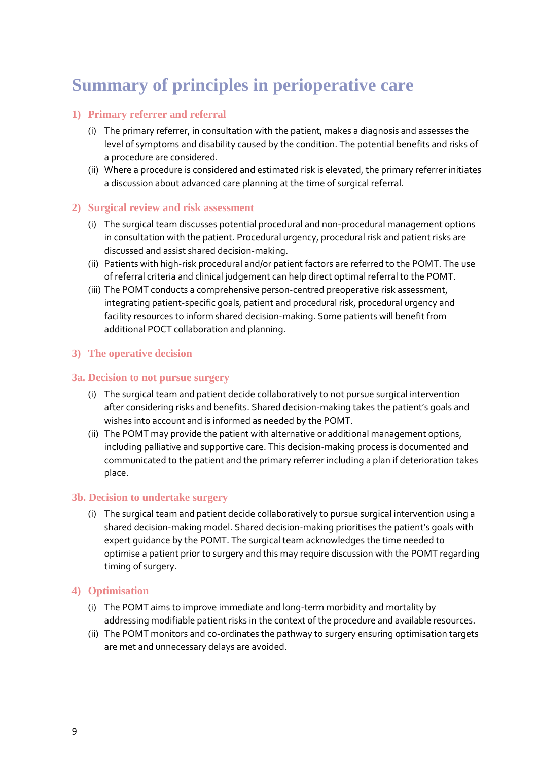# Summary of principles in perioperative care

## 1) Primary referrer and referral

(i) The primary referrer, in consultation with the patient, makes a diagnosis and assesses the level of symptoms and disability caused by the condition. The potential benefits and risks of a procedure are considered.

(ii) Where a procedure is considered and estimated risk is elevated, the primary referrer initiates a discussion about advanced care planning at the time of surgical referral.

## 2) Surgical review and risk assessment

(i) The surgical team discusses potential procedural and non-procedural management options in consultation with the patient. Procedural urgency, procedural risk and patient risks are discussed and assist shared decision-making.

(ii) Patients with high-risk procedural and/or patient factors are referred to the POMT. The use of referral criteria and clinical judgement can help direct optimal referral to the POMT.

(iii) The POMT conducts a comprehensive person-centred preoperative risk assessment, integrating patient-specific goals, patient and procedural risk, procedural urgency and facility resources to inform shared decision-making. Some patients will benefit from additional POCT collaboration and planning.

## 3) The operative decision

### 3a. Decision to not pursue surgery

(i) The surgical team and patient decide collaboratively to not pursue surgical intervention after considering risks and benefits. Shared decision-making takes the patient's goals and wishes into account and is informed as needed by the POMT.

(ii) The POMT may provide the patient with alternative or additional management options, including palliative and supportive care. This decision-making process is documented and communicated to the patient and the primary referrer including a plan if deterioration takes place.

### 3b. Decision to undertake surgery

(i) The surgical team and patient decide collaboratively to pursue surgical intervention using a shared decision-making model. Shared decision-making prioritises the patient's goals with expert guidance by the POMT. The surgical team acknowledges the time needed to optimise a patient prior to surgery and this may require discussion with the POMT regarding timing of surgery.

## 4) Optimisation

(i) The POMT aims to improve immediate and long-term morbidity and mortality by addressing modifiable patient risks in the context of the procedure and available resources.

(ii) The POMT monitors and co-ordinates the pathway to surgery ensuring optimisation targets are met and unnecessary delays are avoided.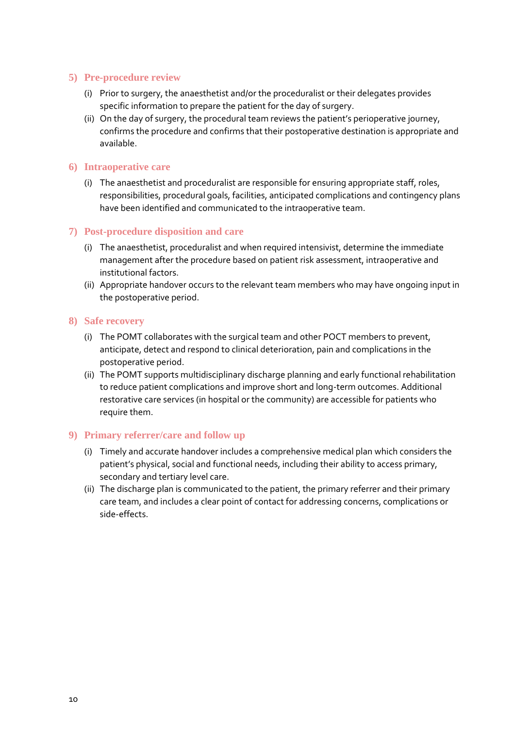### 5) Pre-procedure review

(i) Prior to surgery, the anaesthetist and/or the proceduralist or their delegates provides specific information to prepare the patient for the day of surgery.

(ii) On the day of surgery, the procedural team reviews the patient's perioperative journey, confirms the procedure and confirms that their postoperative destination is appropriate and available.

### 6) Intraoperative care

(i) The anaesthetist and proceduralist are responsible for ensuring appropriate staff, roles, responsibilities, procedural goals, facilities, anticipated complications and contingency plans have been identified and communicated to the intraoperative team.

### 7) Post-procedure disposition and care

(i) The anaesthetist, proceduralist and when required intensivist, determine the immediate management after the procedure based on patient risk assessment, intraoperative and institutional factors.

(ii) Appropriate handover occurs to the relevant team members who may have ongoing input in the postoperative period.

### 8) Safe recovery

(i) The POMT collaborates with the surgical team and other POCT members to prevent, anticipate, detect and respond to clinical deterioration, pain and complications in the postoperative period.

(ii) The POMT supports multidisciplinary discharge planning and early functional rehabilitation to reduce patient complications and improve short and long-term outcomes. Additional restorative care services (in hospital or the community) are accessible for patients who require them.

### 9) Primary referrer/care and follow up

(i) Timely and accurate handover includes a comprehensive medical plan which considers the patient's physical, social and functional needs, including their ability to access primary, secondary and tertiary level care.

(ii) The discharge plan is communicated to the patient, the primary referrer and their primary care team, and includes a clear point of contact for addressing concerns, complications or side-effects.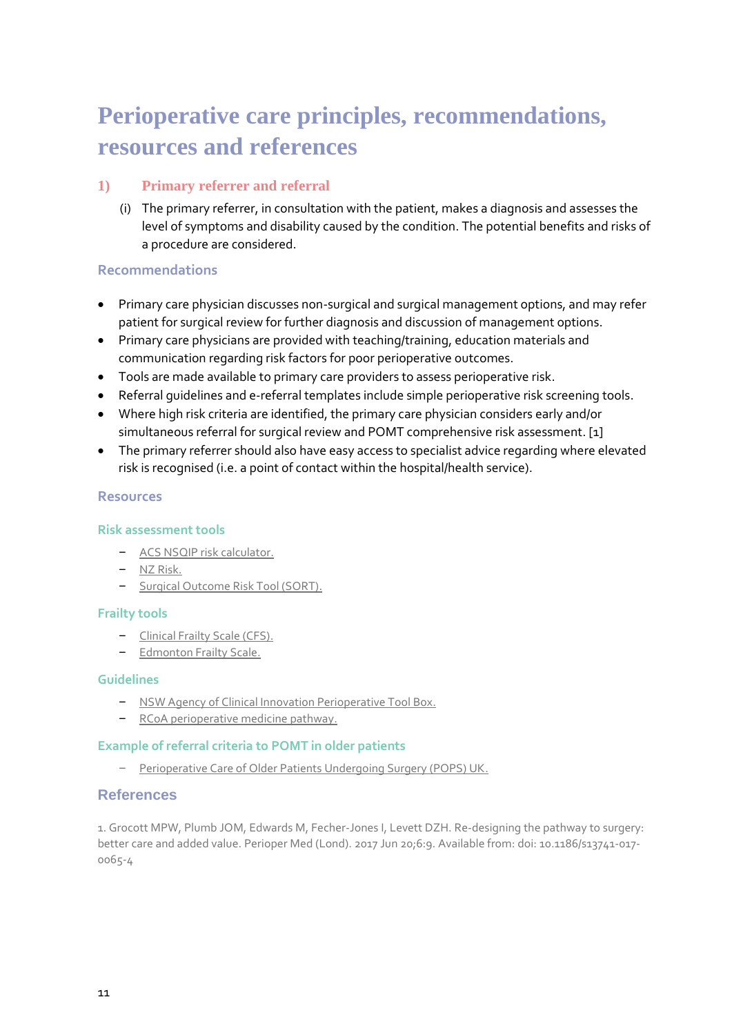# Perioperative care principles, recommendations, resources and references

## 1) Primary referrer and referral

(i) The primary referrer, in consultation with the patient, makes a diagnosis and assesses the level of symptoms and disability caused by the condition. The potential benefits and risks of a procedure are considered.

### Recommendations

- Primary care physician discusses non-surgical and surgical management options, and may refer patient for surgical review for further diagnosis and discussion of management options.
- Primary care physicians are provided with teaching/training, education materials and communication regarding risk factors for poor perioperative outcomes.
- Tools are made available to primary care providers to assess perioperative risk.
- Referral guidelines and e-referral templates include simple perioperative risk screening tools.
- Where high risk criteria are identified, the primary care physician considers early and/or simultaneous referral for surgical review and POMT comprehensive risk assessment. [1]
- The primary referrer should also have easy access to specialist advice regarding where elevated risk is recognised (i.e. a point of contact within the hospital/health service).

### Resources

#### Risk assessment tools

- ACS NSQIP risk calculator.
- NZ Risk.
- Surgical Outcome Risk Tool (SORT).

#### Frailty tools

- Clinical Frailty Scale (CFS).
- Edmonton Frailty Scale.

#### Guidelines

- NSW Agency of Clinical Innovation Perioperative Tool Box.
- RCoA perioperative medicine pathway.

#### Example of referral criteria to POMT in older patients

- Perioperative Care of Older Patients Undergoing Surgery (POPS) UK.

### References

1. Grocott MPW, Plumb JOM, Edwards M, Fecher-Jones I, Levett DZH. Re-designing the pathway to surgery: better care and added value. Perioper Med (Lond). 2017 Jun 20;6:9. Available from: doi: 10.1186/s13741-017-0065-4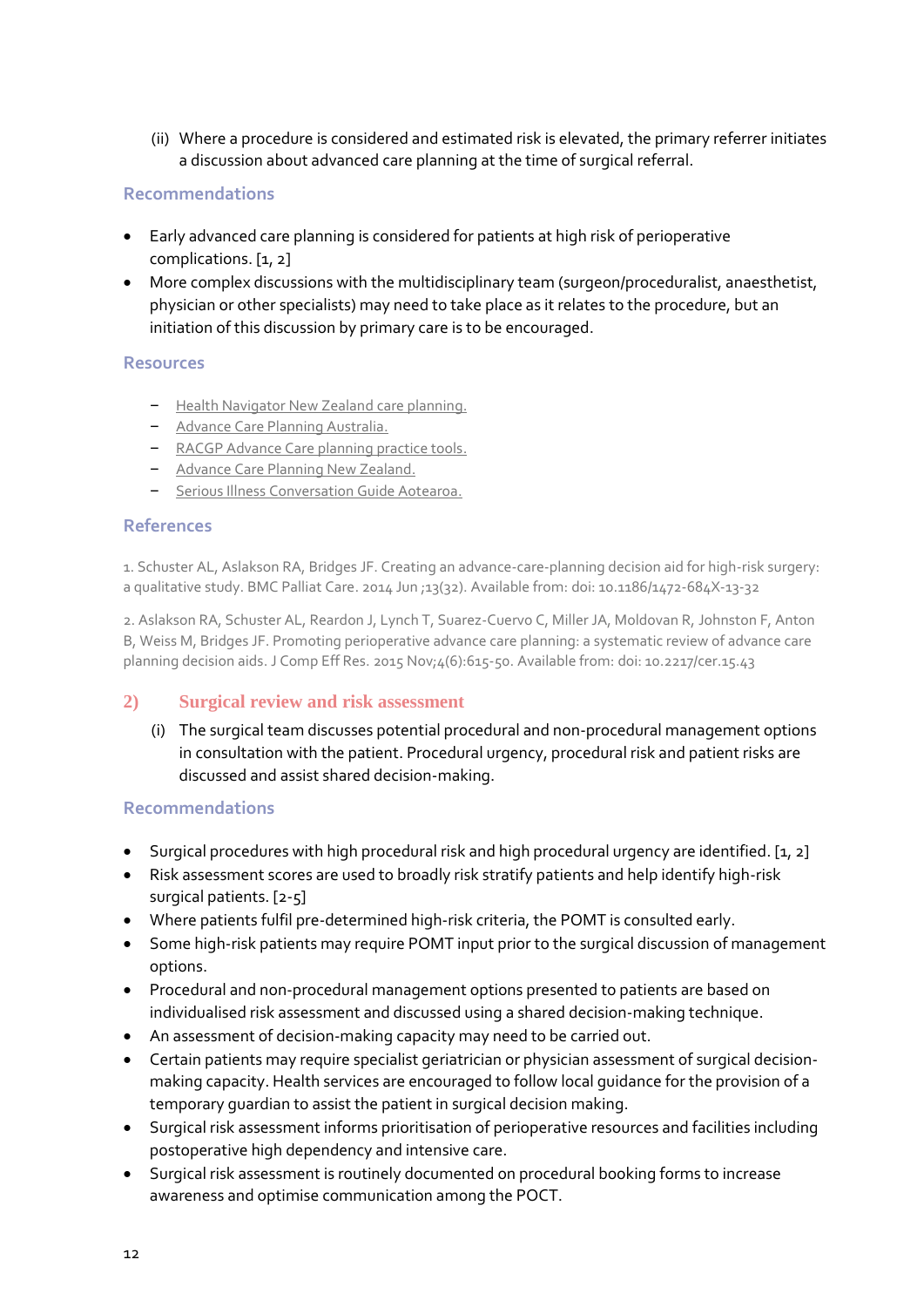(ii) Where a procedure is considered and estimated risk is elevated, the primary referrer initiates a discussion about advanced care planning at the time of surgical referral.

### Recommendations

- Early advanced care planning is considered for patients at high risk of perioperative complications. [1, 2]
- More complex discussions with the multidisciplinary team (surgeon/proceduralist, anaesthetist, physician or other specialists) may need to take place as it relates to the procedure, but an initiation of this discussion by primary care is to be encouraged.

### Resources

- Health Navigator New Zealand care planning.
- Advance Care Planning Australia.
- RACGP Advance Care planning practice tools.
- Advance Care Planning New Zealand.
- Serious Illness Conversation Guide Aotearoa.

### References

1. Schuster AL, Aslakson RA, Bridges JF. Creating an advance-care-planning decision aid for high-risk surgery: a qualitative study. BMC Palliat Care. 2014 Jun ;13(32). Available from: doi: 10.1186/1472-684X-13-32

2. Aslakson RA, Schuster AL, Reardon J, Lynch T, Suarez-Cuervo C, Miller JA, Moldovan R, Johnston F, Anton B, Weiss M, Bridges JF. Promoting perioperative advance care planning: a systematic review of advance care planning decision aids. J Comp Eff Res. 2015 Nov;4(6):615-50. Available from: doi: 10.2217/cer.15.43

## 2) Surgical review and risk assessment

(i) The surgical team discusses potential procedural and non-procedural management options in consultation with the patient. Procedural urgency, procedural risk and patient risks are discussed and assist shared decision-making.

### Recommendations

- Surgical procedures with high procedural risk and high procedural urgency are identified. [1, 2]
- Risk assessment scores are used to broadly risk stratify patients and help identify high-risk surgical patients. [2-5]
- Where patients fulfil pre-determined high-risk criteria, the POMT is consulted early.
- Some high-risk patients may require POMT input prior to the surgical discussion of management options.
- Procedural and non-procedural management options presented to patients are based on individualised risk assessment and discussed using a shared decision-making technique.
- An assessment of decision-making capacity may need to be carried out.
- Certain patients may require specialist geriatrician or physician assessment of surgical decision-making capacity. Health services are encouraged to follow local guidance for the provision of a temporary guardian to assist the patient in surgical decision making.
- Surgical risk assessment informs prioritisation of perioperative resources and facilities including postoperative high dependency and intensive care.
- Surgical risk assessment is routinely documented on procedural booking forms to increase awareness and optimise communication among the POCT.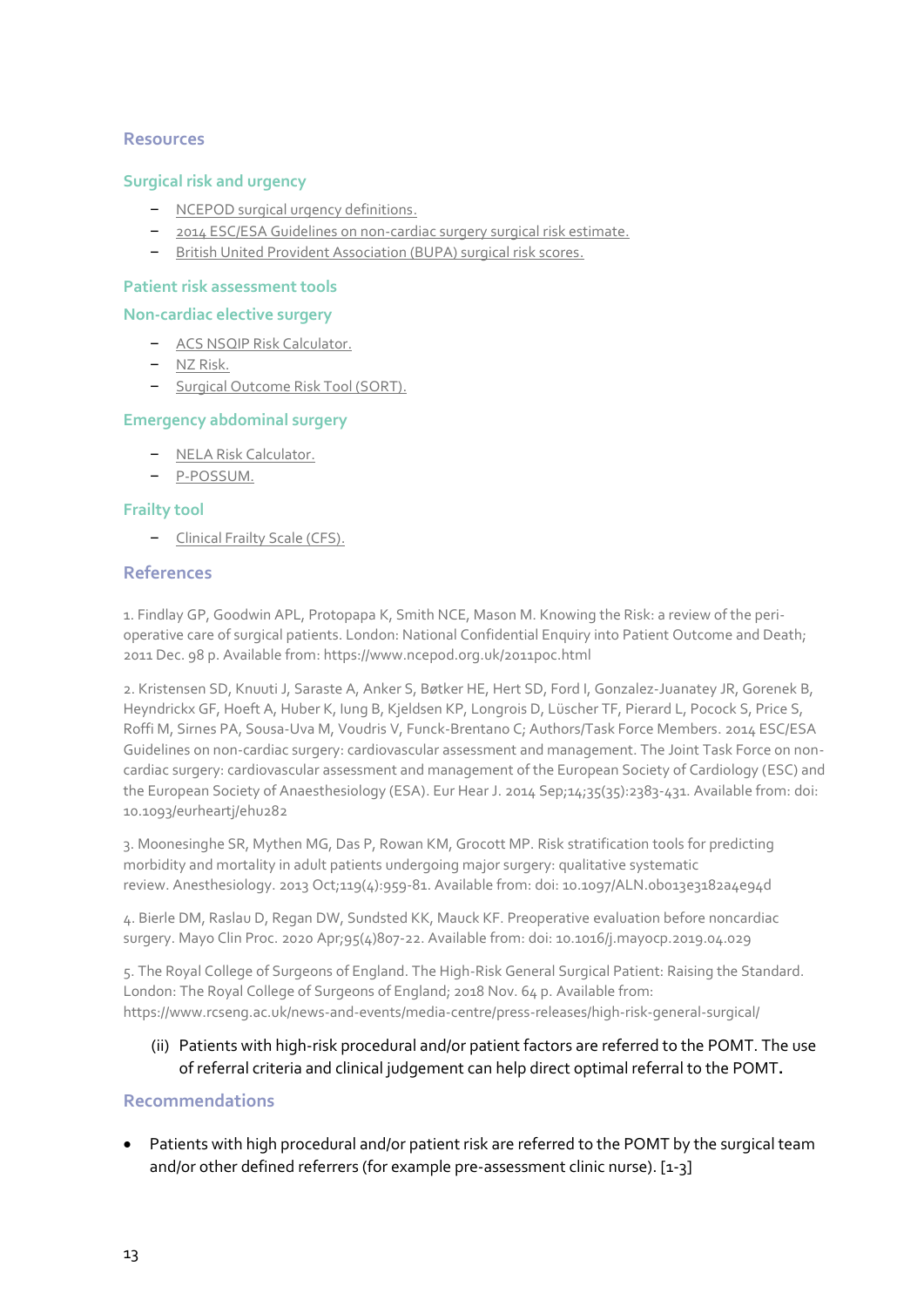### Resources

#### Surgical risk and urgency

- NCEPOD surgical urgency definitions.
- 2014 ESC/ESA Guidelines on non-cardiac surgery surgical risk estimate.
- British United Provident Association (BUPA) surgical risk scores.

#### Patient risk assessment tools

#### Non-cardiac elective surgery

- ACS NSQIP Risk Calculator.
- NZ Risk.
- Surgical Outcome Risk Tool (SORT).

#### Emergency abdominal surgery

- NELA Risk Calculator.
- P-POSSUM.

#### Frailty tool

- Clinical Frailty Scale (CFS).

### References

1. Findlay GP, Goodwin APL, Protopapa K, Smith NCE, Mason M. Knowing the Risk: a review of the peri-operative care of surgical patients. London: National Confidential Enquiry into Patient Outcome and Death; 2011 Dec. 98 p. Available from: https://www.ncepod.org.uk/2011poc.html

2. Kristensen SD, Knuuti J, Saraste A, Anker S, Bøtker HE, Hert SD, Ford I, Gonzalez-Juanatey JR, Gorenek B, Heyndrickx GF, Hoeft A, Huber K, Iung B, Kjeldsen KP, Longrois D, Lüscher TF, Pierard L, Pocock S, Price S, Roffi M, Sirnes PA, Sousa-Uva M, Voudris V, Funck-Brentano C; Authors/Task Force Members. 2014 ESC/ESA Guidelines on non-cardiac surgery: cardiovascular assessment and management. The Joint Task Force on non-cardiac surgery: cardiovascular assessment and management of the European Society of Cardiology (ESC) and the European Society of Anaesthesiology (ESA). Eur Hear J. 2014 Sep;14;35(35):2383-431. Available from: doi: 10.1093/eurheartj/ehu282

3. Moonesinghe SR, Mythen MG, Das P, Rowan KM, Grocott MP. Risk stratification tools for predicting morbidity and mortality in adult patients undergoing major surgery: qualitative systematic review. Anesthesiology. 2013 Oct;119(4):959-81. Available from: doi: 10.1097/ALN.0b013e3182a4e94d

4. Bierle DM, Raslau D, Regan DW, Sundsted KK, Mauck KF. Preoperative evaluation before noncardiac surgery. Mayo Clin Proc. 2020 Apr;95(4)807-22. Available from: doi: 10.1016/j.mayocp.2019.04.029

5. The Royal College of Surgeons of England. The High-Risk General Surgical Patient: Raising the Standard. London: The Royal College of Surgeons of England; 2018 Nov. 64 p. Available from: https://www.rcseng.ac.uk/news-and-events/media-centre/press-releases/high-risk-general-surgical/

(ii) Patients with high-risk procedural and/or patient factors are referred to the POMT. The use of referral criteria and clinical judgement can help direct optimal referral to the POMT.

### Recommendations

- Patients with high procedural and/or patient risk are referred to the POMT by the surgical team and/or other defined referrers (for example pre-assessment clinic nurse). [1-3]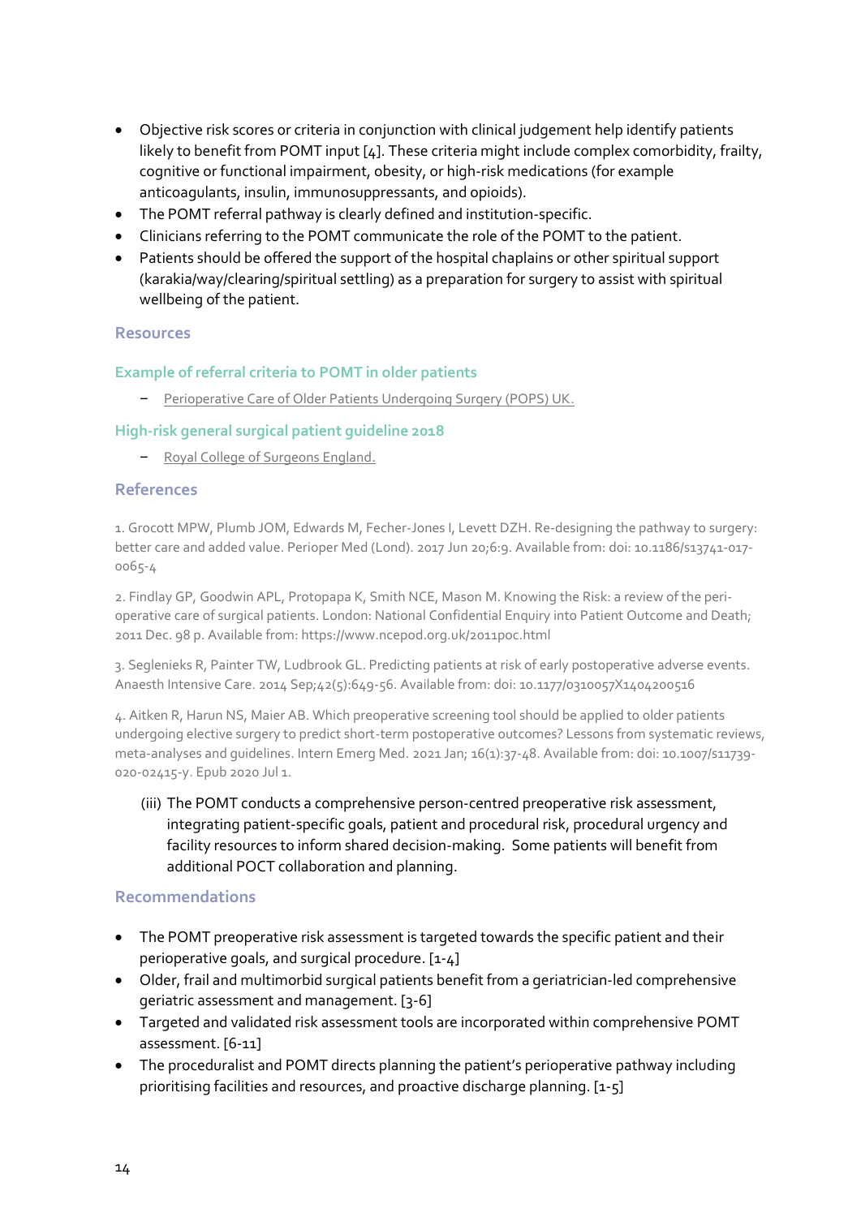- Objective risk scores or criteria in conjunction with clinical judgement help identify patients likely to benefit from POMT input [4]. These criteria might include complex comorbidity, frailty, cognitive or functional impairment, obesity, or high-risk medications (for example anticoagulants, insulin, immunosuppressants, and opioids).
- The POMT referral pathway is clearly defined and institution-specific.
- Clinicians referring to the POMT communicate the role of the POMT to the patient.
- Patients should be offered the support of the hospital chaplains or other spiritual support (karakia/way/clearing/spiritual settling) as a preparation for surgery to assist with spiritual wellbeing of the patient.

### Resources

#### Example of referral criteria to POMT in older patients

- Perioperative Care of Older Patients Undergoing Surgery (POPS) UK.

#### High-risk general surgical patient guideline 2018

- Royal College of Surgeons England.

### References

1. Grocott MPW, Plumb JOM, Edwards M, Fecher-Jones I, Levett DZH. Re-designing the pathway to surgery: better care and added value. Perioper Med (Lond). 2017 Jun 20;6:9. Available from: doi: 10.1186/s13741-017-0065-4

2. Findlay GP, Goodwin APL, Protopapa K, Smith NCE, Mason M. Knowing the Risk: a review of the peri-operative care of surgical patients. London: National Confidential Enquiry into Patient Outcome and Death; 2011 Dec. 98 p. Available from: https://www.ncepod.org.uk/2011poc.html

3. Seglenieks R, Painter TW, Ludbrook GL. Predicting patients at risk of early postoperative adverse events. Anaesth Intensive Care. 2014 Sep;42(5):649-56. Available from: doi: 10.1177/0310057X1404200516

4. Aitken R, Harun NS, Maier AB. Which preoperative screening tool should be applied to older patients undergoing elective surgery to predict short-term postoperative outcomes? Lessons from systematic reviews, meta-analyses and guidelines. Intern Emerg Med. 2021 Jan; 16(1):37-48. Available from: doi: 10.1007/s11739-020-02415-y. Epub 2020 Jul 1.

(iii) The POMT conducts a comprehensive person-centred preoperative risk assessment, integrating patient-specific goals, patient and procedural risk, procedural urgency and facility resources to inform shared decision-making. Some patients will benefit from additional POCT collaboration and planning.

### Recommendations

- The POMT preoperative risk assessment is targeted towards the specific patient and their perioperative goals, and surgical procedure. [1-4]
- Older, frail and multimorbid surgical patients benefit from a geriatrician-led comprehensive geriatric assessment and management. [3-6]
- Targeted and validated risk assessment tools are incorporated within comprehensive POMT assessment. [6-11]
- The proceduralist and POMT directs planning the patient's perioperative pathway including prioritising facilities and resources, and proactive discharge planning. [1-5]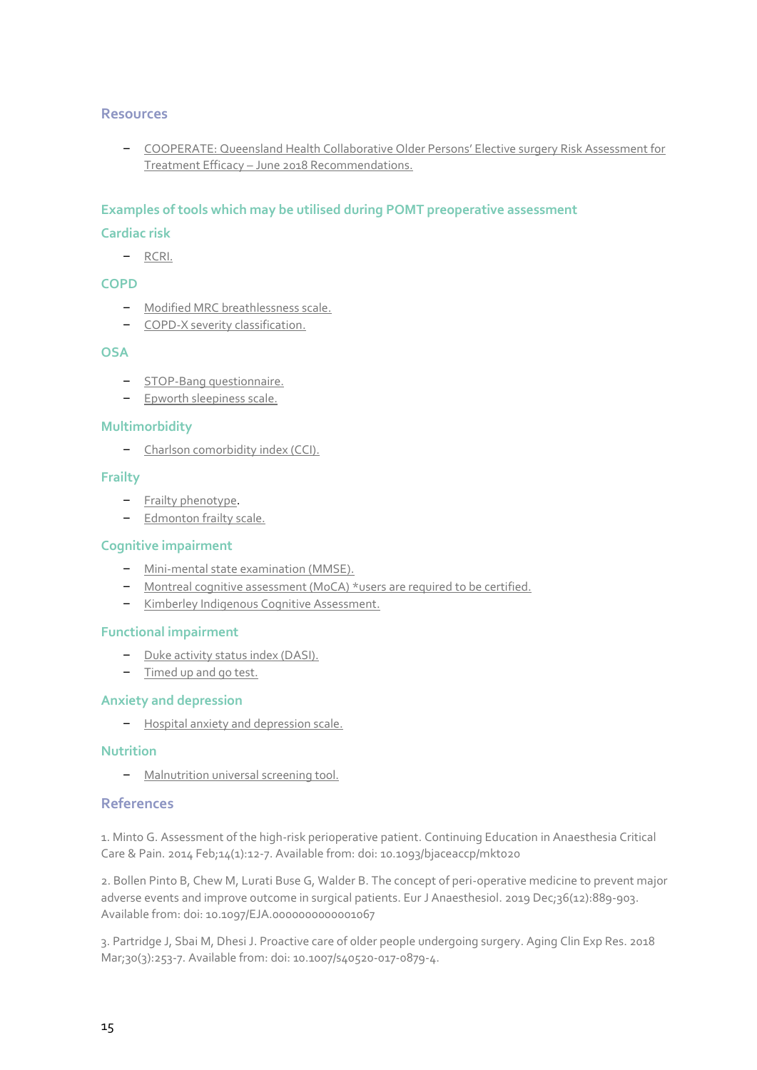## Resources

- COOPERATE: Queensland Health Collaborative Older Persons' Elective surgery Risk Assessment for Treatment Efficacy – June 2018 Recommendations.

## Examples of tools which may be utilised during POMT preoperative assessment

### Cardiac risk

- RCRI.

### COPD

- Modified MRC breathlessness scale.
- COPD-X severity classification.

### OSA

- STOP-Bang questionnaire.
- Epworth sleepiness scale.

### Multimorbidity

- Charlson comorbidity index (CCI).

### Frailty

- Frailty phenotype.
- Edmonton frailty scale.

### Cognitive impairment

- Mini-mental state examination (MMSE).
- Montreal cognitive assessment (MoCA) *users are required to be certified.
- Kimberley Indigenous Cognitive Assessment.

### Functional impairment

- Duke activity status index (DASI).
- Timed up and go test.

### Anxiety and depression

- Hospital anxiety and depression scale.

### Nutrition

- Malnutrition universal screening tool.

## References

1. Minto G. Assessment of the high-risk perioperative patient. Continuing Education in Anaesthesia Critical Care & Pain. 2014 Feb;14(1):12-7. Available from: doi: 10.1093/bjaceaccp/mkt020

2. Bollen Pinto B, Chew M, Lurati Buse G, Walder B. The concept of peri-operative medicine to prevent major adverse events and improve outcome in surgical patients. Eur J Anaesthesiol. 2019 Dec;36(12):889-903. Available from: doi: 10.1097/EJA.0000000000001067

3. Partridge J, Sbai M, Dhesi J. Proactive care of older people undergoing surgery. Aging Clin Exp Res. 2018 Mar;30(3):253-7. Available from: doi: 10.1007/s40520-017-0879-4.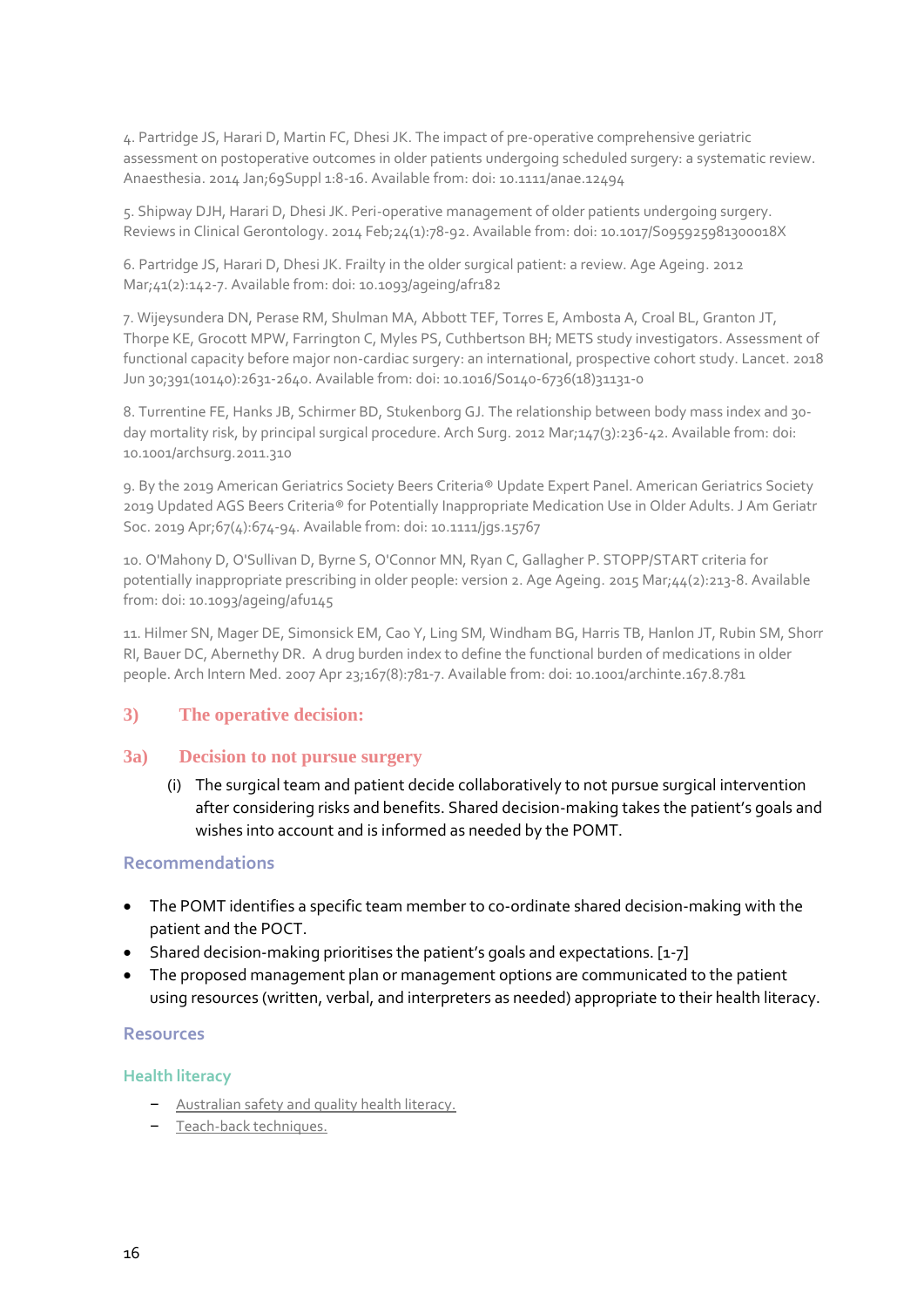4. Partridge JS, Harari D, Martin FC, Dhesi JK. The impact of pre-operative comprehensive geriatric assessment on postoperative outcomes in older patients undergoing scheduled surgery: a systematic review. Anaesthesia. 2014 Jan;69Suppl 1:8-16. Available from: doi: 10.1111/anae.12494

5. Shipway DJH, Harari D, Dhesi JK. Peri-operative management of older patients undergoing surgery. Reviews in Clinical Gerontology. 2014 Feb;24(1):78-92. Available from: doi: 10.1017/S095925981300018X

6. Partridge JS, Harari D, Dhesi JK. Frailty in the older surgical patient: a review. Age Ageing. 2012 Mar;41(2):142-7. Available from: doi: 10.1093/ageing/afr182

7. Wijeysundera DN, Perase RM, Shulman MA, Abbott TEF, Torres E, Ambosta A, Croal BL, Granton JT, Thorpe KE, Grocott MPW, Farrington C, Myles PS, Cuthbertson BH; METS study investigators. Assessment of functional capacity before major non-cardiac surgery: an international, prospective cohort study. Lancet. 2018 Jun 30;391(10140):2631-2640. Available from: doi: 10.1016/S0140-6736(18)31131-0

8. Turrentine FE, Hanks JB, Schirmer BD, Stukenborg GJ. The relationship between body mass index and 30-day mortality risk, by principal surgical procedure. Arch Surg. 2012 Mar;147(3):236-42. Available from: doi: 10.1001/archsurg.2011.310

9. By the 2019 American Geriatrics Society Beers Criteria® Update Expert Panel. American Geriatrics Society 2019 Updated AGS Beers Criteria® for Potentially Inappropriate Medication Use in Older Adults. J Am Geriatr Soc. 2019 Apr;67(4):674-94. Available from: doi: 10.1111/jgs.15767

10. O'Mahony D, O'Sullivan D, Byrne S, O'Connor MN, Ryan C, Gallagher P. STOPP/START criteria for potentially inappropriate prescribing in older people: version 2. Age Ageing. 2015 Mar;44(2):213-8. Available from: doi: 10.1093/ageing/afu145

11. Hilmer SN, Mager DE, Simonsick EM, Cao Y, Ling SM, Windham BG, Harris TB, Hanlon JT, Rubin SM, Shorr RI, Bauer DC, Abernethy DR. A drug burden index to define the functional burden of medications in older people. Arch Intern Med. 2007 Apr 23;167(8):781-7. Available from: doi: 10.1001/archinte.167.8.781

## 3) The operative decision:

### 3a) Decision to not pursue surgery

(i) The surgical team and patient decide collaboratively to not pursue surgical intervention after considering risks and benefits. Shared decision-making takes the patient's goals and wishes into account and is informed as needed by the POMT.

#### Recommendations

- The POMT identifies a specific team member to co-ordinate shared decision-making with the patient and the POCT.
- Shared decision-making prioritises the patient's goals and expectations. [1-7]
- The proposed management plan or management options are communicated to the patient using resources (written, verbal, and interpreters as needed) appropriate to their health literacy.

#### Resources

##### Health literacy

- Australian safety and quality health literacy.
- Teach-back techniques.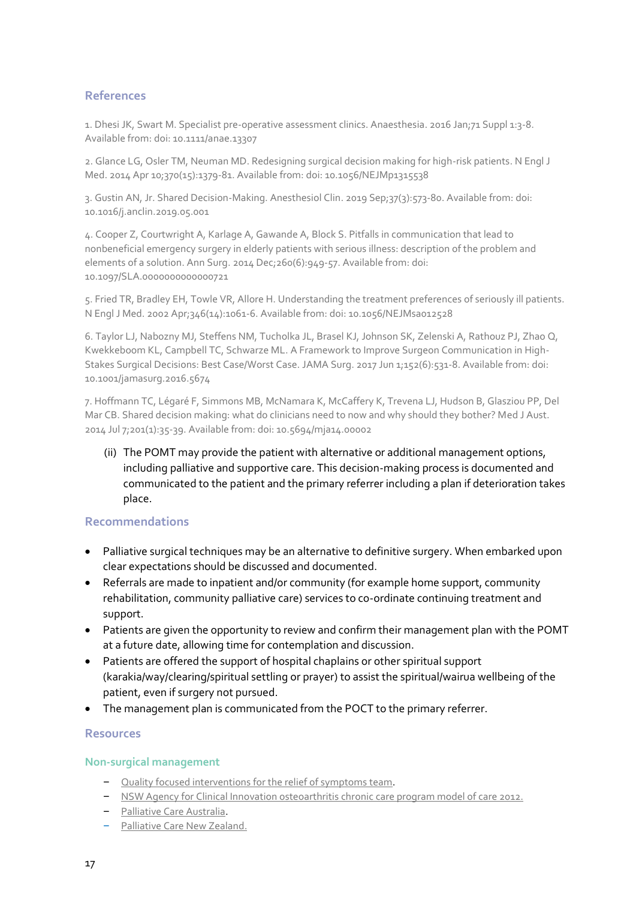## References

1. Dhesi JK, Swart M. Specialist pre-operative assessment clinics. Anaesthesia. 2016 Jan;71 Suppl 1:3-8. Available from: doi: 10.1111/anae.13307

2. Glance LG, Osler TM, Neuman MD. Redesigning surgical decision making for high-risk patients. N Engl J Med. 2014 Apr 10;370(15):1379-81. Available from: doi: 10.1056/NEJMp1315538

3. Gustin AN, Jr. Shared Decision-Making. Anesthesiol Clin. 2019 Sep;37(3):573-80. Available from: doi: 10.1016/j.anclin.2019.05.001

4. Cooper Z, Courtwright A, Karlage A, Gawande A, Block S. Pitfalls in communication that lead to nonbeneficial emergency surgery in elderly patients with serious illness: description of the problem and elements of a solution. Ann Surg. 2014 Dec;260(6):949-57. Available from: doi: 10.1097/SLA.0000000000000721

5. Fried TR, Bradley EH, Towle VR, Allore H. Understanding the treatment preferences of seriously ill patients. N Engl J Med. 2002 Apr;346(14):1061-6. Available from: doi: 10.1056/NEJMsa012528

6. Taylor LJ, Nabozny MJ, Steffens NM, Tucholka JL, Brasel KJ, Johnson SK, Zelenski A, Rathouz PJ, Zhao Q, Kwekkeboom KL, Campbell TC, Schwarze ML. A Framework to Improve Surgeon Communication in High-Stakes Surgical Decisions: Best Case/Worst Case. JAMA Surg. 2017 Jun 1;152(6):531-8. Available from: doi: 10.1001/jamasurg.2016.5674

7. Hoffmann TC, Légaré F, Simmons MB, McNamara K, McCaffery K, Trevena LJ, Hudson B, Glasziou PP, Del Mar CB. Shared decision making: what do clinicians need to now and why should they bother? Med J Aust. 2014 Jul 7;201(1):35-39. Available from: doi: 10.5694/mja14.00002

(ii) The POMT may provide the patient with alternative or additional management options, including palliative and supportive care. This decision-making process is documented and communicated to the patient and the primary referrer including a plan if deterioration takes place.

## Recommendations

- Palliative surgical techniques may be an alternative to definitive surgery. When embarked upon clear expectations should be discussed and documented.
- Referrals are made to inpatient and/or community (for example home support, community rehabilitation, community palliative care) services to co-ordinate continuing treatment and support.
- Patients are given the opportunity to review and confirm their management plan with the POMT at a future date, allowing time for contemplation and discussion.
- Patients are offered the support of hospital chaplains or other spiritual support (karakia/way/clearing/spiritual settling or prayer) to assist the spiritual/wairua wellbeing of the patient, even if surgery not pursued.
- The management plan is communicated from the POCT to the primary referrer.

## Resources

### Non-surgical management

- Quality focused interventions for the relief of symptoms team.
- NSW Agency for Clinical Innovation osteoarthritis chronic care program model of care 2012.
- Palliative Care Australia.
- Palliative Care New Zealand.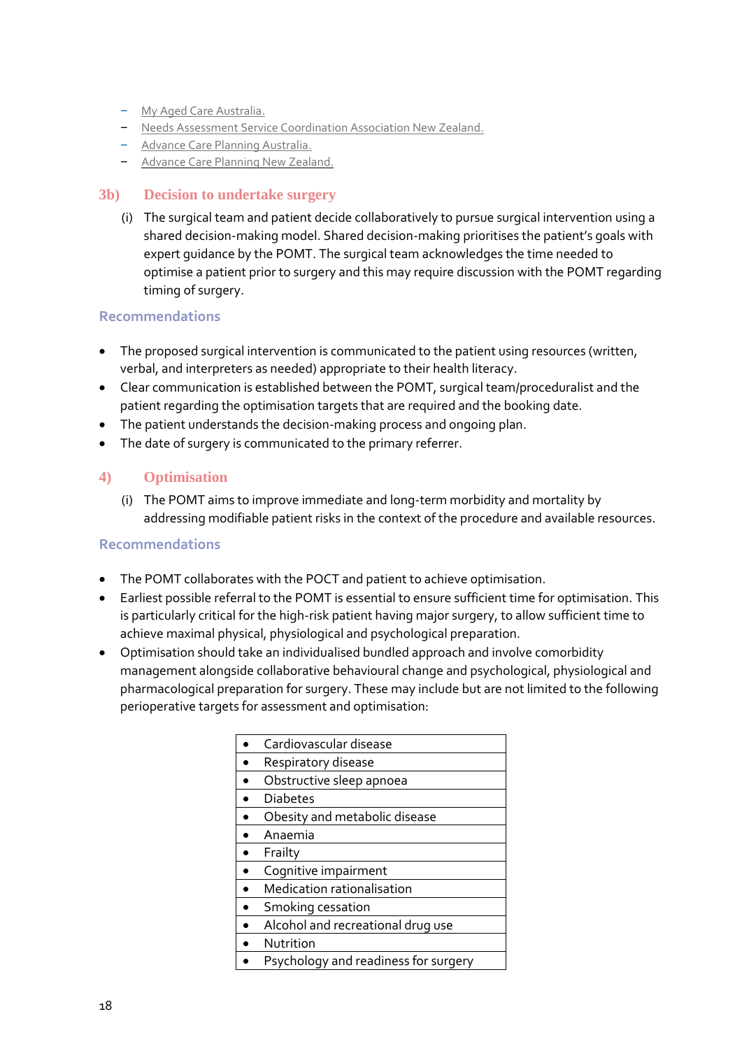- My Aged Care Australia.
- Needs Assessment Service Coordination Association New Zealand.
- Advance Care Planning Australia.
- Advance Care Planning New Zealand.

### 3b) Decision to undertake surgery

(i) The surgical team and patient decide collaboratively to pursue surgical intervention using a shared decision-making model. Shared decision-making prioritises the patient's goals with expert guidance by the POMT. The surgical team acknowledges the time needed to optimise a patient prior to surgery and this may require discussion with the POMT regarding timing of surgery.

#### Recommendations

- The proposed surgical intervention is communicated to the patient using resources (written, verbal, and interpreters as needed) appropriate to their health literacy.
- Clear communication is established between the POMT, surgical team/proceduralist and the patient regarding the optimisation targets that are required and the booking date.
- The patient understands the decision-making process and ongoing plan.
- The date of surgery is communicated to the primary referrer.

### 4) Optimisation

(i) The POMT aims to improve immediate and long-term morbidity and mortality by addressing modifiable patient risks in the context of the procedure and available resources.

#### Recommendations

- The POMT collaborates with the POCT and patient to achieve optimisation.
- Earliest possible referral to the POMT is essential to ensure sufficient time for optimisation. This is particularly critical for the high-risk patient having major surgery, to allow sufficient time to achieve maximal physical, physiological and psychological preparation.
- Optimisation should take an individualised bundled approach and involve comorbidity management alongside collaborative behavioural change and psychological, physiological and pharmacological preparation for surgery. These may include but are not limited to the following perioperative targets for assessment and optimisation:

| |
|---|
| • Cardiovascular disease |
| • Respiratory disease |
| • Obstructive sleep apnoea |
| • Diabetes |
| • Obesity and metabolic disease |
| • Anaemia |
| • Frailty |
| • Cognitive impairment |
| • Medication rationalisation |
| • Smoking cessation |
| • Alcohol and recreational drug use |
| • Nutrition |
| • Psychology and readiness for surgery |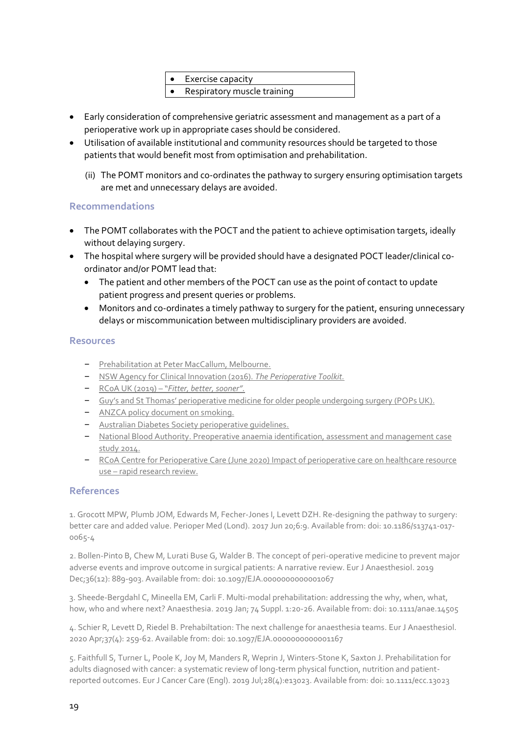| • Exercise capacity |
|---|
| • Respiratory muscle training |

- Early consideration of comprehensive geriatric assessment and management as a part of a perioperative work up in appropriate cases should be considered.
- Utilisation of available institutional and community resources should be targeted to those patients that would benefit most from optimisation and prehabilitation.

(ii) The POMT monitors and co-ordinates the pathway to surgery ensuring optimisation targets are met and unnecessary delays are avoided.

### Recommendations

- The POMT collaborates with the POCT and the patient to achieve optimisation targets, ideally without delaying surgery.
- The hospital where surgery will be provided should have a designated POCT leader/clinical co-ordinator and/or POMT lead that:
  - The patient and other members of the POCT can use as the point of contact to update patient progress and present queries or problems.
  - Monitors and co-ordinates a timely pathway to surgery for the patient, ensuring unnecessary delays or miscommunication between multidisciplinary providers are avoided.

### Resources

- Prehabilitation at Peter MacCallum, Melbourne.
- NSW Agency for Clinical Innovation (2016). *The Perioperative Toolkit.*
- RCoA UK (2019) – "*Fitter, better, sooner*".
- Guy's and St Thomas' perioperative medicine for older people undergoing surgery (POPs UK).
- ANZCA policy document on smoking.
- Australian Diabetes Society perioperative guidelines.
- National Blood Authority. Preoperative anaemia identification, assessment and management case study 2014.
- RCoA Centre for Perioperative Care (June 2020) Impact of perioperative care on healthcare resource use – rapid research review.

### References

1. Grocott MPW, Plumb JOM, Edwards M, Fecher-Jones I, Levett DZH. Re-designing the pathway to surgery: better care and added value. Perioper Med (Lond). 2017 Jun 20;6:9. Available from: doi: 10.1186/s13741-017-0065-4

2. Bollen-Pinto B, Chew M, Lurati Buse G, Walder B. The concept of peri-operative medicine to prevent major adverse events and improve outcome in surgical patients: A narrative review. Eur J Anaesthesiol. 2019 Dec;36(12): 889-903. Available from: doi: 10.1097/EJA.0000000000001067

3. Sheede-Bergdahl C, Mineella EM, Carli F. Multi-modal prehabilitation: addressing the why, when, what, how, who and where next? Anaesthesia. 2019 Jan; 74 Suppl. 1:20-26. Available from: doi: 10.1111/anae.14505

4. Schier R, Levett D, Riedel B. Prehabiltation: The next challenge for anaesthesia teams. Eur J Anaesthesiol. 2020 Apr;37(4): 259-62. Available from: doi: 10.1097/EJA.0000000000001167

5. Faithfull S, Turner L, Poole K, Joy M, Manders R, Weprin J, Winters-Stone K, Saxton J. Prehabilitation for adults diagnosed with cancer: a systematic review of long-term physical function, nutrition and patient-reported outcomes. Eur J Cancer Care (Engl). 2019 Jul;28(4):e13023. Available from: doi: 10.1111/ecc.13023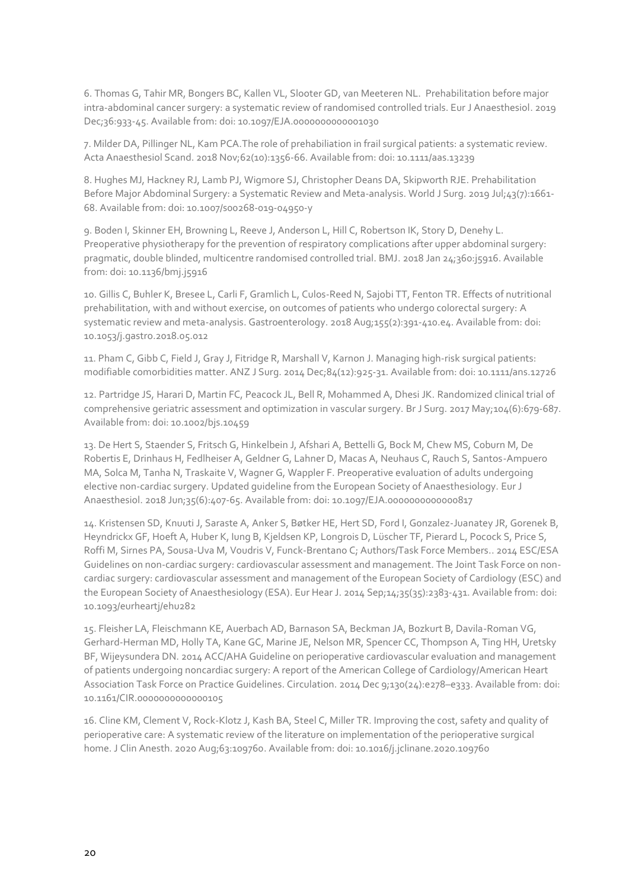6. Thomas G, Tahir MR, Bongers BC, Kallen VL, Slooter GD, van Meeteren NL. Prehabilitation before major intra-abdominal cancer surgery: a systematic review of randomised controlled trials. Eur J Anaesthesiol. 2019 Dec;36:933-45. Available from: doi: 10.1097/EJA.0000000000001030

7. Milder DA, Pillinger NL, Kam PCA.The role of prehabiliation in frail surgical patients: a systematic review. Acta Anaesthesiol Scand. 2018 Nov;62(10):1356-66. Available from: doi: 10.1111/aas.13239

8. Hughes MJ, Hackney RJ, Lamb PJ, Wigmore SJ, Christopher Deans DA, Skipworth RJE. Prehabilitation Before Major Abdominal Surgery: a Systematic Review and Meta-analysis. World J Surg. 2019 Jul;43(7):1661-68. Available from: doi: 10.1007/s00268-019-04950-y

9. Boden I, Skinner EH, Browning L, Reeve J, Anderson L, Hill C, Robertson IK, Story D, Denehy L. Preoperative physiotherapy for the prevention of respiratory complications after upper abdominal surgery: pragmatic, double blinded, multicentre randomised controlled trial. BMJ. 2018 Jan 24;360:j5916. Available from: doi: 10.1136/bmj.j5916

10. Gillis C, Buhler K, Bresee L, Carli F, Gramlich L, Culos-Reed N, Sajobi TT, Fenton TR. Effects of nutritional prehabilitation, with and without exercise, on outcomes of patients who undergo colorectal surgery: A systematic review and meta-analysis. Gastroenterology. 2018 Aug;155(2):391-410.e4. Available from: doi: 10.1053/j.gastro.2018.05.012

11. Pham C, Gibb C, Field J, Gray J, Fitridge R, Marshall V, Karnon J. Managing high-risk surgical patients: modifiable comorbidities matter. ANZ J Surg. 2014 Dec;84(12):925-31. Available from: doi: 10.1111/ans.12726

12. Partridge JS, Harari D, Martin FC, Peacock JL, Bell R, Mohammed A, Dhesi JK. Randomized clinical trial of comprehensive geriatric assessment and optimization in vascular surgery. Br J Surg. 2017 May;104(6):679-687. Available from: doi: 10.1002/bjs.10459

13. De Hert S, Staender S, Fritsch G, Hinkelbein J, Afshari A, Bettelli G, Bock M, Chew MS, Coburn M, De Robertis E, Drinhaus H, Fedlheiser A, Geldner G, Lahner D, Macas A, Neuhaus C, Rauch S, Santos-Ampuero MA, Solca M, Tanha N, Traskaite V, Wagner G, Wappler F. Preoperative evaluation of adults undergoing elective non-cardiac surgery. Updated guideline from the European Society of Anaesthesiology. Eur J Anaesthesiol. 2018 Jun;35(6):407-65. Available from: doi: 10.1097/EJA.0000000000000817

14. Kristensen SD, Knuuti J, Saraste A, Anker S, Bøtker HE, Hert SD, Ford I, Gonzalez-Juanatey JR, Gorenek B, Heyndrickx GF, Hoeft A, Huber K, Iung B, Kjeldsen KP, Longrois D, Lüscher TF, Pierard L, Pocock S, Price S, Roffi M, Sirnes PA, Sousa-Uva M, Voudris V, Funck-Brentano C; Authors/Task Force Members.. 2014 ESC/ESA Guidelines on non-cardiac surgery: cardiovascular assessment and management. The Joint Task Force on non-cardiac surgery: cardiovascular assessment and management of the European Society of Cardiology (ESC) and the European Society of Anaesthesiology (ESA). Eur Hear J. 2014 Sep;14;35(35):2383-431. Available from: doi: 10.1093/eurheartj/ehu282

15. Fleisher LA, Fleischmann KE, Auerbach AD, Barnason SA, Beckman JA, Bozkurt B, Davila-Roman VG, Gerhard-Herman MD, Holly TA, Kane GC, Marine JE, Nelson MR, Spencer CC, Thompson A, Ting HH, Uretsky BF, Wijeysundera DN. 2014 ACC/AHA Guideline on perioperative cardiovascular evaluation and management of patients undergoing noncardiac surgery: A report of the American College of Cardiology/American Heart Association Task Force on Practice Guidelines. Circulation. 2014 Dec 9;130(24):e278–e333. Available from: doi: 10.1161/CIR.0000000000000105

16. Cline KM, Clement V, Rock-Klotz J, Kash BA, Steel C, Miller TR. Improving the cost, safety and quality of perioperative care: A systematic review of the literature on implementation of the perioperative surgical home. J Clin Anesth. 2020 Aug;63:109760. Available from: doi: 10.1016/j.jclinane.2020.109760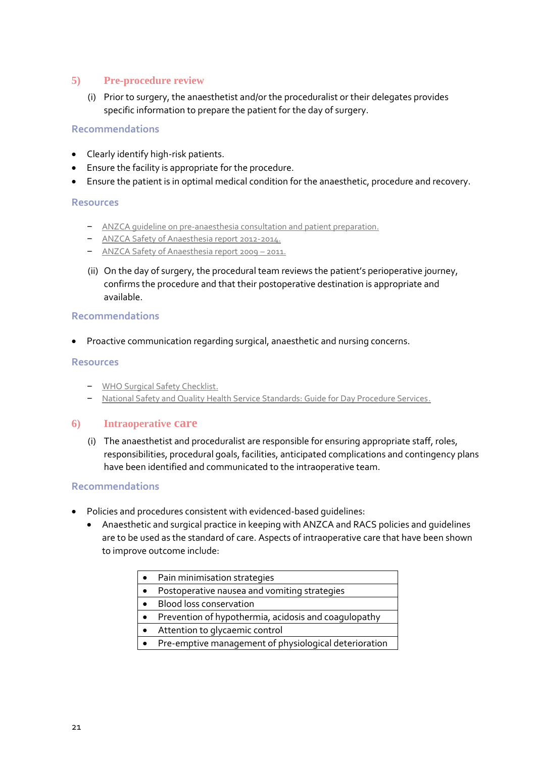## 5) Pre-procedure review

(i) Prior to surgery, the anaesthetist and/or the proceduralist or their delegates provides specific information to prepare the patient for the day of surgery.

### Recommendations

- Clearly identify high-risk patients.
- Ensure the facility is appropriate for the procedure.
- Ensure the patient is in optimal medical condition for the anaesthetic, procedure and recovery.

### Resources

- ANZCA guideline on pre-anaesthesia consultation and patient preparation.
- ANZCA Safety of Anaesthesia report 2012-2014.
- ANZCA Safety of Anaesthesia report 2009 – 2011.

(ii) On the day of surgery, the procedural team reviews the patient's perioperative journey, confirms the procedure and that their postoperative destination is appropriate and available.

### Recommendations

- Proactive communication regarding surgical, anaesthetic and nursing concerns.

### Resources

- WHO Surgical Safety Checklist.
- National Safety and Quality Health Service Standards: Guide for Day Procedure Services.

## 6) Intraoperative care

(i) The anaesthetist and proceduralist are responsible for ensuring appropriate staff, roles, responsibilities, procedural goals, facilities, anticipated complications and contingency plans have been identified and communicated to the intraoperative team.

### Recommendations

- Policies and procedures consistent with evidenced-based guidelines:
  - Anaesthetic and surgical practice in keeping with ANZCA and RACS policies and guidelines are to be used as the standard of care. Aspects of intraoperative care that have been shown to improve outcome include:

| |
|---|
| • Pain minimisation strategies |
| • Postoperative nausea and vomiting strategies |
| • Blood loss conservation |
| • Prevention of hypothermia, acidosis and coagulopathy |
| • Attention to glycaemic control |
| • Pre-emptive management of physiological deterioration |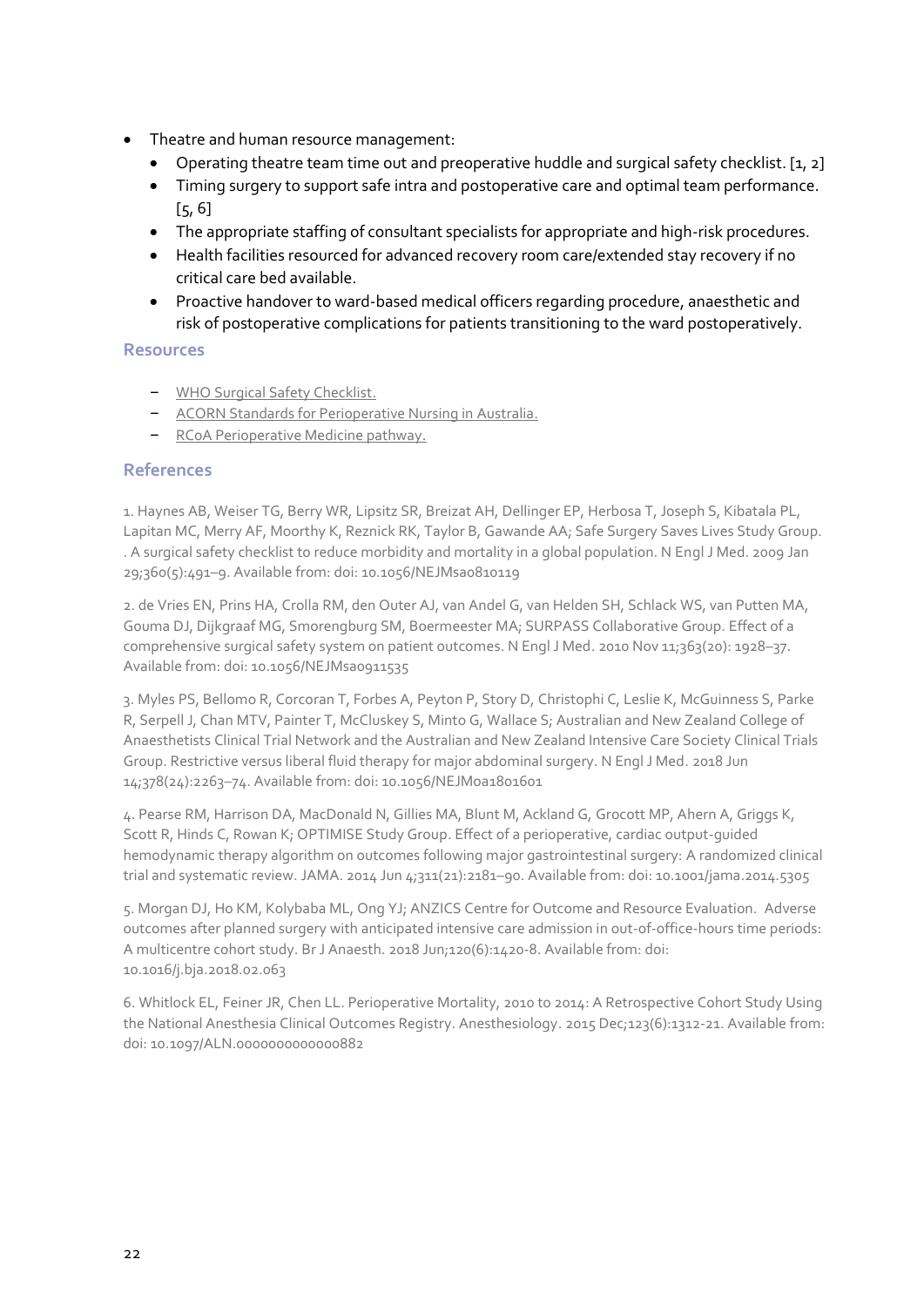- Theatre and human resource management:
  - Operating theatre team time out and preoperative huddle and surgical safety checklist. [1, 2]
  - Timing surgery to support safe intra and postoperative care and optimal team performance. [5, 6]
  - The appropriate staffing of consultant specialists for appropriate and high-risk procedures.
  - Health facilities resourced for advanced recovery room care/extended stay recovery if no critical care bed available.
  - Proactive handover to ward-based medical officers regarding procedure, anaesthetic and risk of postoperative complications for patients transitioning to the ward postoperatively.

### Resources

- WHO Surgical Safety Checklist.
- ACORN Standards for Perioperative Nursing in Australia.
- RCoA Perioperative Medicine pathway.

### References

1. Haynes AB, Weiser TG, Berry WR, Lipsitz SR, Breizat AH, Dellinger EP, Herbosa T, Joseph S, Kibatala PL, Lapitan MC, Merry AF, Moorthy K, Reznick RK, Taylor B, Gawande AA; Safe Surgery Saves Lives Study Group. . A surgical safety checklist to reduce morbidity and mortality in a global population. N Engl J Med. 2009 Jan 29;360(5):491–9. Available from: doi: 10.1056/NEJMsa0810119

2. de Vries EN, Prins HA, Crolla RM, den Outer AJ, van Andel G, van Helden SH, Schlack WS, van Putten MA, Gouma DJ, Dijkgraaf MG, Smorenburg SM, Boermeester MA; SURPASS Collaborative Group. Effect of a comprehensive surgical safety system on patient outcomes. N Engl J Med. 2010 Nov 11;363(20): 1928–37. Available from: doi: 10.1056/NEJMsa0911535

3. Myles PS, Bellomo R, Corcoran T, Forbes A, Peyton P, Story D, Christophi C, Leslie K, McGuinness S, Parke R, Serpell J, Chan MTV, Painter T, McCluskey S, Minto G, Wallace S; Australian and New Zealand College of Anaesthetists Clinical Trial Network and the Australian and New Zealand Intensive Care Society Clinical Trials Group. Restrictive versus liberal fluid therapy for major abdominal surgery. N Engl J Med. 2018 Jun 14;378(24):2263–74. Available from: doi: 10.1056/NEJMoa1801601

4. Pearse RM, Harrison DA, MacDonald N, Gillies MA, Blunt M, Ackland G, Grocott MP, Ahern A, Griggs K, Scott R, Hinds C, Rowan K; OPTIMISE Study Group. Effect of a perioperative, cardiac output-guided hemodynamic therapy algorithm on outcomes following major gastrointestinal surgery: A randomized clinical trial and systematic review. JAMA. 2014 Jun 4;311(21):2181–90. Available from: doi: 10.1001/jama.2014.5305

5. Morgan DJ, Ho KM, Kolybaba ML, Ong YJ; ANZICS Centre for Outcome and Resource Evaluation. Adverse outcomes after planned surgery with anticipated intensive care admission in out-of-office-hours time periods: A multicentre cohort study. Br J Anaesth. 2018 Jun;120(6):1420-8. Available from: doi: 10.1016/j.bja.2018.02.063

6. Whitlock EL, Feiner JR, Chen LL. Perioperative Mortality, 2010 to 2014: A Retrospective Cohort Study Using the National Anesthesia Clinical Outcomes Registry. Anesthesiology. 2015 Dec;123(6):1312-21. Available from: doi: 10.1097/ALN.0000000000000882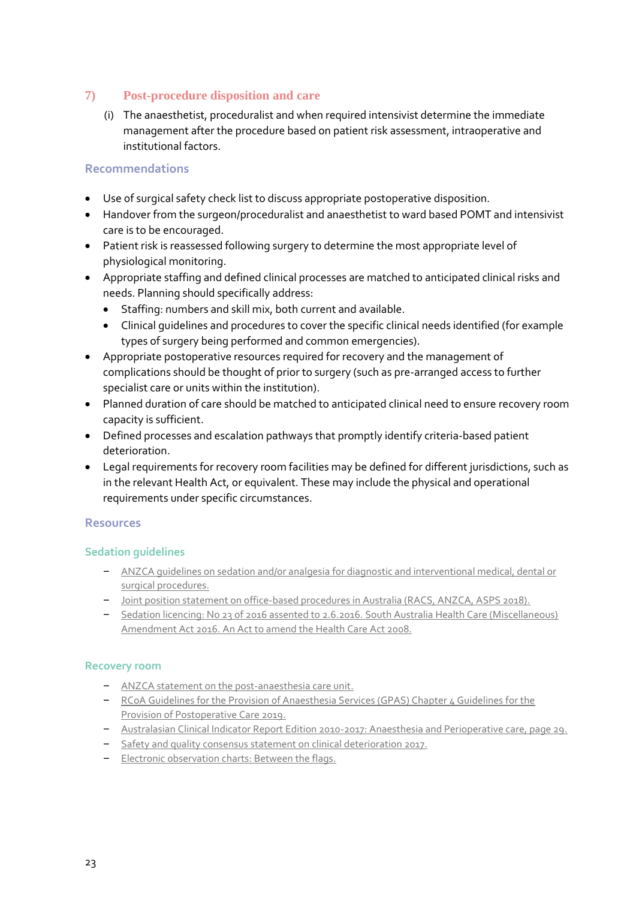## 7) Post-procedure disposition and care

(i) The anaesthetist, proceduralist and when required intensivist determine the immediate management after the procedure based on patient risk assessment, intraoperative and institutional factors.

### Recommendations

- Use of surgical safety check list to discuss appropriate postoperative disposition.
- Handover from the surgeon/proceduralist and anaesthetist to ward based POMT and intensivist care is to be encouraged.
- Patient risk is reassessed following surgery to determine the most appropriate level of physiological monitoring.
- Appropriate staffing and defined clinical processes are matched to anticipated clinical risks and needs. Planning should specifically address:
  - Staffing: numbers and skill mix, both current and available.
  - Clinical guidelines and procedures to cover the specific clinical needs identified (for example types of surgery being performed and common emergencies).
- Appropriate postoperative resources required for recovery and the management of complications should be thought of prior to surgery (such as pre-arranged access to further specialist care or units within the institution).
- Planned duration of care should be matched to anticipated clinical need to ensure recovery room capacity is sufficient.
- Defined processes and escalation pathways that promptly identify criteria-based patient deterioration.
- Legal requirements for recovery room facilities may be defined for different jurisdictions, such as in the relevant Health Act, or equivalent. These may include the physical and operational requirements under specific circumstances.

### Resources

#### Sedation guidelines

- ANZCA guidelines on sedation and/or analgesia for diagnostic and interventional medical, dental or surgical procedures.
- Joint position statement on office-based procedures in Australia (RACS, ANZCA, ASPS 2018).
- Sedation licencing: No 23 of 2016 assented to 2.6.2016. South Australia Health Care (Miscellaneous) Amendment Act 2016. An Act to amend the Health Care Act 2008.

#### Recovery room

- ANZCA statement on the post-anaesthesia care unit.
- RCoA Guidelines for the Provision of Anaesthesia Services (GPAS) Chapter 4 Guidelines for the Provision of Postoperative Care 2019.
- Australasian Clinical Indicator Report Edition 2010-2017: Anaesthesia and Perioperative care, page 29.
- Safety and quality consensus statement on clinical deterioration 2017.
- Electronic observation charts: Between the flags.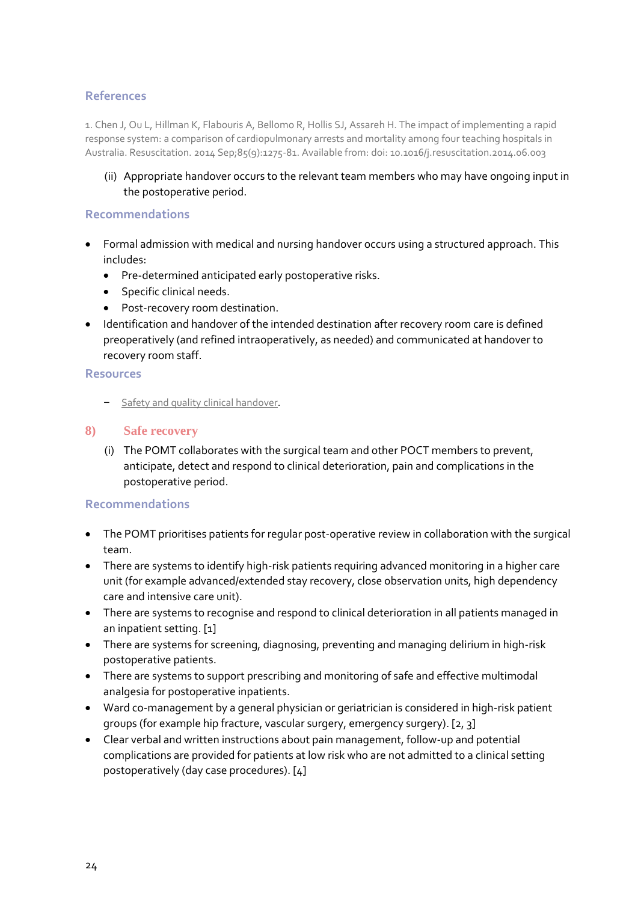### References

1. Chen J, Ou L, Hillman K, Flabouris A, Bellomo R, Hollis SJ, Assareh H. The impact of implementing a rapid response system: a comparison of cardiopulmonary arrests and mortality among four teaching hospitals in Australia. Resuscitation. 2014 Sep;85(9):1275-81. Available from: doi: 10.1016/j.resuscitation.2014.06.003

(ii) Appropriate handover occurs to the relevant team members who may have ongoing input in the postoperative period.

### Recommendations

- Formal admission with medical and nursing handover occurs using a structured approach. This includes:
  - Pre-determined anticipated early postoperative risks.
  - Specific clinical needs.
  - Post-recovery room destination.
- Identification and handover of the intended destination after recovery room care is defined preoperatively (and refined intraoperatively, as needed) and communicated at handover to recovery room staff.

### Resources

- Safety and quality clinical handover.

## 8) Safe recovery

(i) The POMT collaborates with the surgical team and other POCT members to prevent, anticipate, detect and respond to clinical deterioration, pain and complications in the postoperative period.

### Recommendations

- The POMT prioritises patients for regular post-operative review in collaboration with the surgical team.
- There are systems to identify high-risk patients requiring advanced monitoring in a higher care unit (for example advanced/extended stay recovery, close observation units, high dependency care and intensive care unit).
- There are systems to recognise and respond to clinical deterioration in all patients managed in an inpatient setting. [1]
- There are systems for screening, diagnosing, preventing and managing delirium in high-risk postoperative patients.
- There are systems to support prescribing and monitoring of safe and effective multimodal analgesia for postoperative inpatients.
- Ward co-management by a general physician or geriatrician is considered in high-risk patient groups (for example hip fracture, vascular surgery, emergency surgery). [2, 3]
- Clear verbal and written instructions about pain management, follow-up and potential complications are provided for patients at low risk who are not admitted to a clinical setting postoperatively (day case procedures). [4]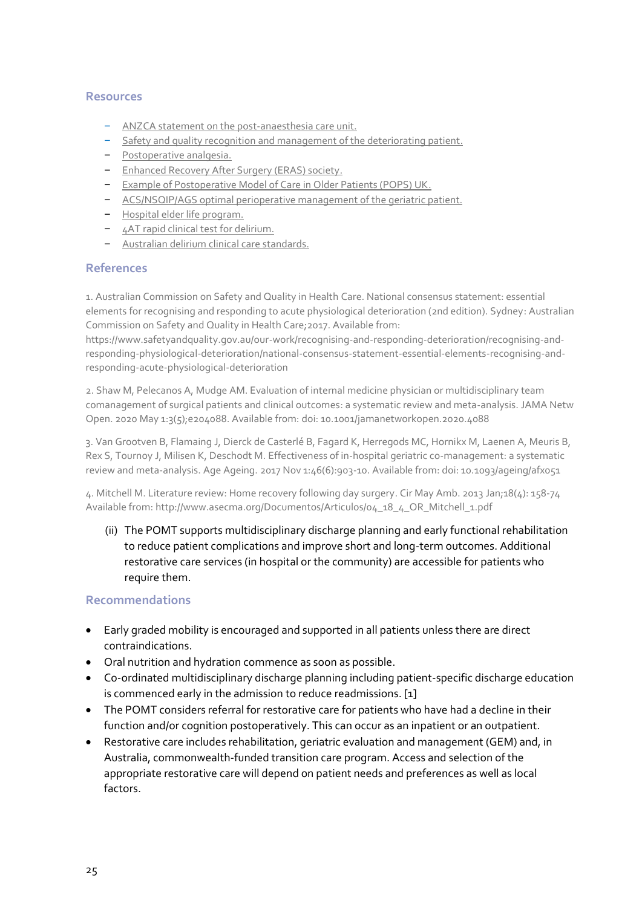### Resources

- ANZCA statement on the post-anaesthesia care unit.
- Safety and quality recognition and management of the deteriorating patient.
- Postoperative analgesia.
- Enhanced Recovery After Surgery (ERAS) society.
- Example of Postoperative Model of Care in Older Patients (POPS) UK.
- ACS/NSQIP/AGS optimal perioperative management of the geriatric patient.
- Hospital elder life program.
- 4AT rapid clinical test for delirium.
- Australian delirium clinical care standards.

### References

1. Australian Commission on Safety and Quality in Health Care. National consensus statement: essential elements for recognising and responding to acute physiological deterioration (2nd edition). Sydney: Australian Commission on Safety and Quality in Health Care;2017. Available from: https://www.safetyandquality.gov.au/our-work/recognising-and-responding-deterioration/recognising-and-responding-physiological-deterioration/national-consensus-statement-essential-elements-recognising-and-responding-acute-physiological-deterioration

2. Shaw M, Pelecanos A, Mudge AM. Evaluation of internal medicine physician or multidisciplinary team comanagement of surgical patients and clinical outcomes: a systematic review and meta-analysis. JAMA Netw Open. 2020 May 1:3(5);e204088. Available from: doi: 10.1001/jamanetworkopen.2020.4088

3. Van Grootven B, Flamaing J, Dierck de Casterlé B, Fagard K, Herregods MC, Hornikx M, Laenen A, Meuris B, Rex S, Tournoy J, Milisen K, Deschodt M. Effectiveness of in-hospital geriatric co-management: a systematic review and meta-analysis. Age Ageing. 2017 Nov 1:46(6):903-10. Available from: doi: 10.1093/ageing/afx051

4. Mitchell M. Literature review: Home recovery following day surgery. Cir May Amb. 2013 Jan;18(4): 158-74 Available from: http://www.asecma.org/Documentos/Articulos/04_18_4_OR_Mitchell_1.pdf

(ii) The POMT supports multidisciplinary discharge planning and early functional rehabilitation to reduce patient complications and improve short and long-term outcomes. Additional restorative care services (in hospital or the community) are accessible for patients who require them.

### Recommendations

- Early graded mobility is encouraged and supported in all patients unless there are direct contraindications.
- Oral nutrition and hydration commence as soon as possible.
- Co-ordinated multidisciplinary discharge planning including patient-specific discharge education is commenced early in the admission to reduce readmissions. [1]
- The POMT considers referral for restorative care for patients who have had a decline in their function and/or cognition postoperatively. This can occur as an inpatient or an outpatient.
- Restorative care includes rehabilitation, geriatric evaluation and management (GEM) and, in Australia, commonwealth-funded transition care program. Access and selection of the appropriate restorative care will depend on patient needs and preferences as well as local factors.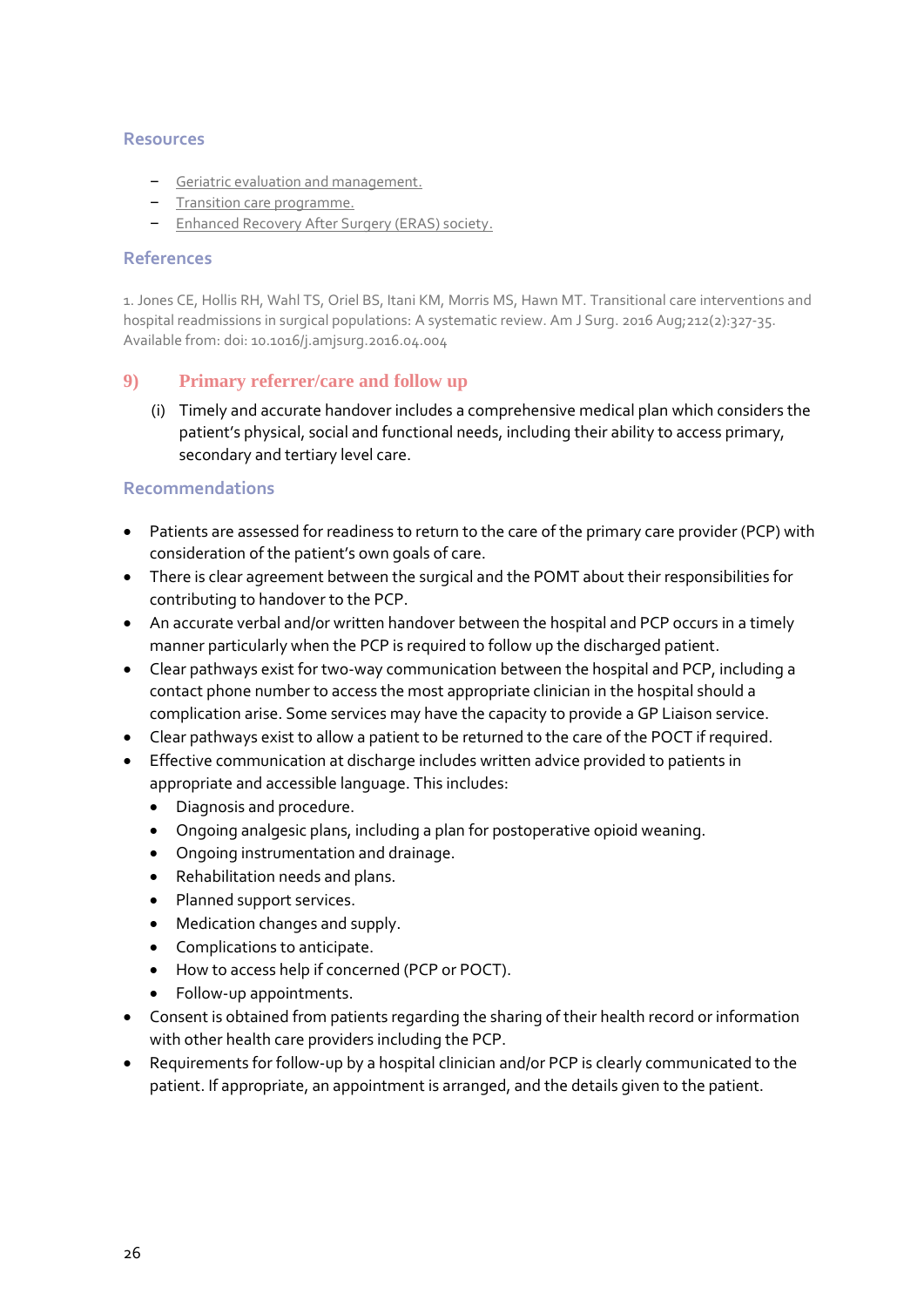## Resources

- Geriatric evaluation and management.
- Transition care programme.
- Enhanced Recovery After Surgery (ERAS) society.

## References

1. Jones CE, Hollis RH, Wahl TS, Oriel BS, Itani KM, Morris MS, Hawn MT. Transitional care interventions and hospital readmissions in surgical populations: A systematic review. Am J Surg. 2016 Aug;212(2):327-35. Available from: doi: 10.1016/j.amjsurg.2016.04.004

## 9) Primary referrer/care and follow up

(i) Timely and accurate handover includes a comprehensive medical plan which considers the patient's physical, social and functional needs, including their ability to access primary, secondary and tertiary level care.

## Recommendations

- Patients are assessed for readiness to return to the care of the primary care provider (PCP) with consideration of the patient's own goals of care.
- There is clear agreement between the surgical and the POMT about their responsibilities for contributing to handover to the PCP.
- An accurate verbal and/or written handover between the hospital and PCP occurs in a timely manner particularly when the PCP is required to follow up the discharged patient.
- Clear pathways exist for two-way communication between the hospital and PCP, including a contact phone number to access the most appropriate clinician in the hospital should a complication arise. Some services may have the capacity to provide a GP Liaison service.
- Clear pathways exist to allow a patient to be returned to the care of the POCT if required.
- Effective communication at discharge includes written advice provided to patients in appropriate and accessible language. This includes:
  - Diagnosis and procedure.
  - Ongoing analgesic plans, including a plan for postoperative opioid weaning.
  - Ongoing instrumentation and drainage.
  - Rehabilitation needs and plans.
  - Planned support services.
  - Medication changes and supply.
  - Complications to anticipate.
  - How to access help if concerned (PCP or POCT).
  - Follow-up appointments.
- Consent is obtained from patients regarding the sharing of their health record or information with other health care providers including the PCP.
- Requirements for follow-up by a hospital clinician and/or PCP is clearly communicated to the patient. If appropriate, an appointment is arranged, and the details given to the patient.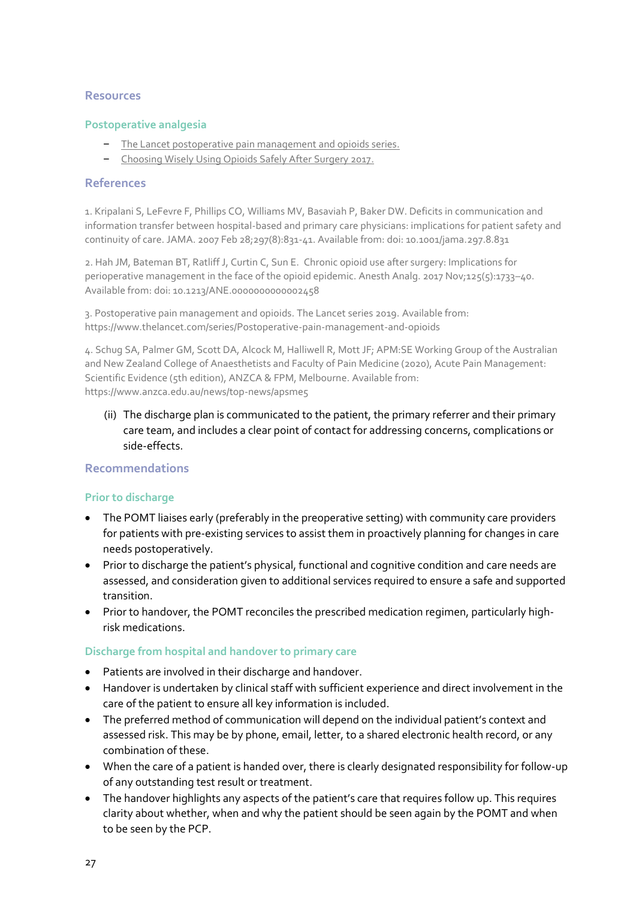### Resources

#### Postoperative analgesia

- The Lancet postoperative pain management and opioids series.
- Choosing Wisely Using Opioids Safely After Surgery 2017.

### References

1. Kripalani S, LeFevre F, Phillips CO, Williams MV, Basaviah P, Baker DW. Deficits in communication and information transfer between hospital-based and primary care physicians: implications for patient safety and continuity of care. JAMA. 2007 Feb 28;297(8):831-41. Available from: doi: 10.1001/jama.297.8.831

2. Hah JM, Bateman BT, Ratliff J, Curtin C, Sun E. Chronic opioid use after surgery: Implications for perioperative management in the face of the opioid epidemic. Anesth Analg. 2017 Nov;125(5):1733–40. Available from: doi: 10.1213/ANE.0000000000002458

3. Postoperative pain management and opioids. The Lancet series 2019. Available from: https://www.thelancet.com/series/Postoperative-pain-management-and-opioids

4. Schug SA, Palmer GM, Scott DA, Alcock M, Halliwell R, Mott JF; APM:SE Working Group of the Australian and New Zealand College of Anaesthetists and Faculty of Pain Medicine (2020), Acute Pain Management: Scientific Evidence (5th edition), ANZCA & FPM, Melbourne. Available from: https://www.anzca.edu.au/news/top-news/apsme5

(ii) The discharge plan is communicated to the patient, the primary referrer and their primary care team, and includes a clear point of contact for addressing concerns, complications or side-effects.

### Recommendations

#### Prior to discharge

- The POMT liaises early (preferably in the preoperative setting) with community care providers for patients with pre-existing services to assist them in proactively planning for changes in care needs postoperatively.
- Prior to discharge the patient's physical, functional and cognitive condition and care needs are assessed, and consideration given to additional services required to ensure a safe and supported transition.
- Prior to handover, the POMT reconciles the prescribed medication regimen, particularly high-risk medications.

#### Discharge from hospital and handover to primary care

- Patients are involved in their discharge and handover.
- Handover is undertaken by clinical staff with sufficient experience and direct involvement in the care of the patient to ensure all key information is included.
- The preferred method of communication will depend on the individual patient's context and assessed risk. This may be by phone, email, letter, to a shared electronic health record, or any combination of these.
- When the care of a patient is handed over, there is clearly designated responsibility for follow-up of any outstanding test result or treatment.
- The handover highlights any aspects of the patient's care that requires follow up. This requires clarity about whether, when and why the patient should be seen again by the POMT and when to be seen by the PCP.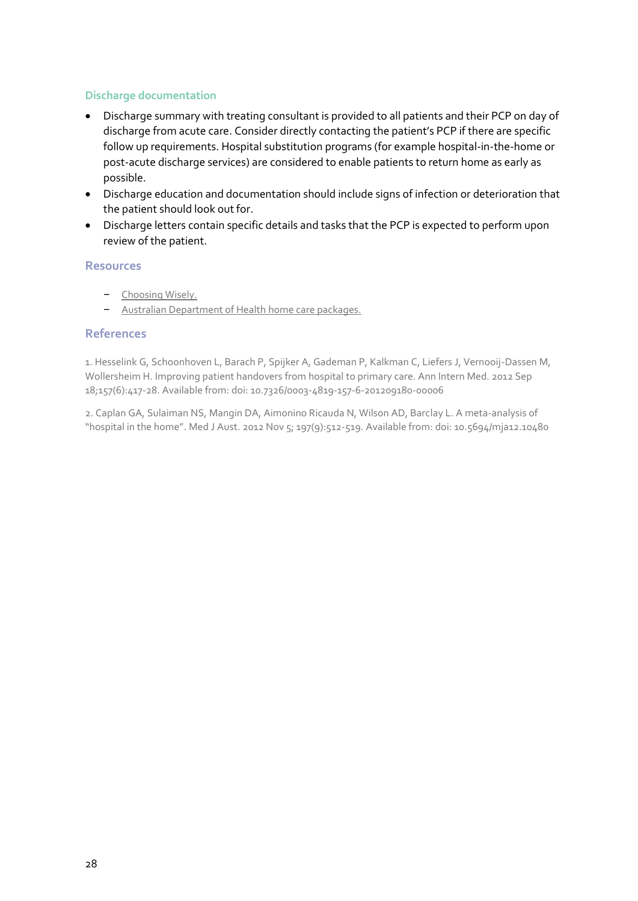### Discharge documentation

- Discharge summary with treating consultant is provided to all patients and their PCP on day of discharge from acute care. Consider directly contacting the patient's PCP if there are specific follow up requirements. Hospital substitution programs (for example hospital-in-the-home or post-acute discharge services) are considered to enable patients to return home as early as possible.
- Discharge education and documentation should include signs of infection or deterioration that the patient should look out for.
- Discharge letters contain specific details and tasks that the PCP is expected to perform upon review of the patient.

## Resources

- Choosing Wisely.
- Australian Department of Health home care packages.

## References

1. Hesselink G, Schoonhoven L, Barach P, Spijker A, Gademan P, Kalkman C, Liefers J, Vernooij-Dassen M, Wollersheim H. Improving patient handovers from hospital to primary care. Ann Intern Med. 2012 Sep 18;157(6):417-28. Available from: doi: 10.7326/0003-4819-157-6-201209180-00006

2. Caplan GA, Sulaiman NS, Mangin DA, Aimonino Ricauda N, Wilson AD, Barclay L. A meta-analysis of "hospital in the home". Med J Aust. 2012 Nov 5; 197(9):512-519. Available from: doi: 10.5694/mja12.10480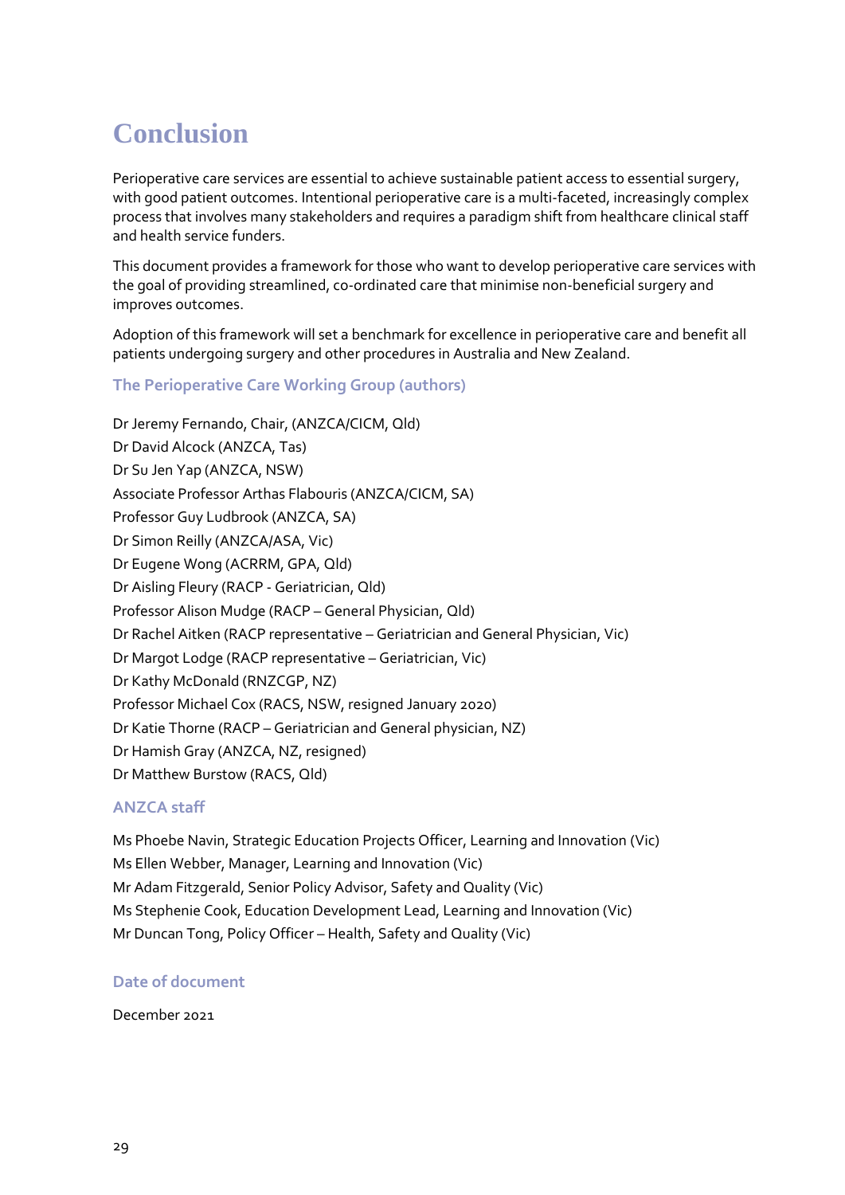# Conclusion

Perioperative care services are essential to achieve sustainable patient access to essential surgery, with good patient outcomes. Intentional perioperative care is a multi-faceted, increasingly complex process that involves many stakeholders and requires a paradigm shift from healthcare clinical staff and health service funders.

This document provides a framework for those who want to develop perioperative care services with the goal of providing streamlined, co-ordinated care that minimise non-beneficial surgery and improves outcomes.

Adoption of this framework will set a benchmark for excellence in perioperative care and benefit all patients undergoing surgery and other procedures in Australia and New Zealand.

### The Perioperative Care Working Group (authors)

Dr Jeremy Fernando, Chair, (ANZCA/CICM, Qld)  
Dr David Alcock (ANZCA, Tas)  
Dr Su Jen Yap (ANZCA, NSW)  
Associate Professor Arthas Flabouris (ANZCA/CICM, SA)  
Professor Guy Ludbrook (ANZCA, SA)  
Dr Simon Reilly (ANZCA/ASA, Vic)  
Dr Eugene Wong (ACRRM, GPA, Qld)  
Dr Aisling Fleury (RACP - Geriatrician, Qld)  
Professor Alison Mudge (RACP – General Physician, Qld)  
Dr Rachel Aitken (RACP representative – Geriatrician and General Physician, Vic)  
Dr Margot Lodge (RACP representative – Geriatrician, Vic)  
Dr Kathy McDonald (RNZCGP, NZ)  
Professor Michael Cox (RACS, NSW, resigned January 2020)  
Dr Katie Thorne (RACP – Geriatrician and General physician, NZ)  
Dr Hamish Gray (ANZCA, NZ, resigned)  
Dr Matthew Burstow (RACS, Qld)

### ANZCA staff

Ms Phoebe Navin, Strategic Education Projects Officer, Learning and Innovation (Vic)  
Ms Ellen Webber, Manager, Learning and Innovation (Vic)  
Mr Adam Fitzgerald, Senior Policy Advisor, Safety and Quality (Vic)  
Ms Stephenie Cook, Education Development Lead, Learning and Innovation (Vic)  
Mr Duncan Tong, Policy Officer – Health, Safety and Quality (Vic)

### Date of document

December 2021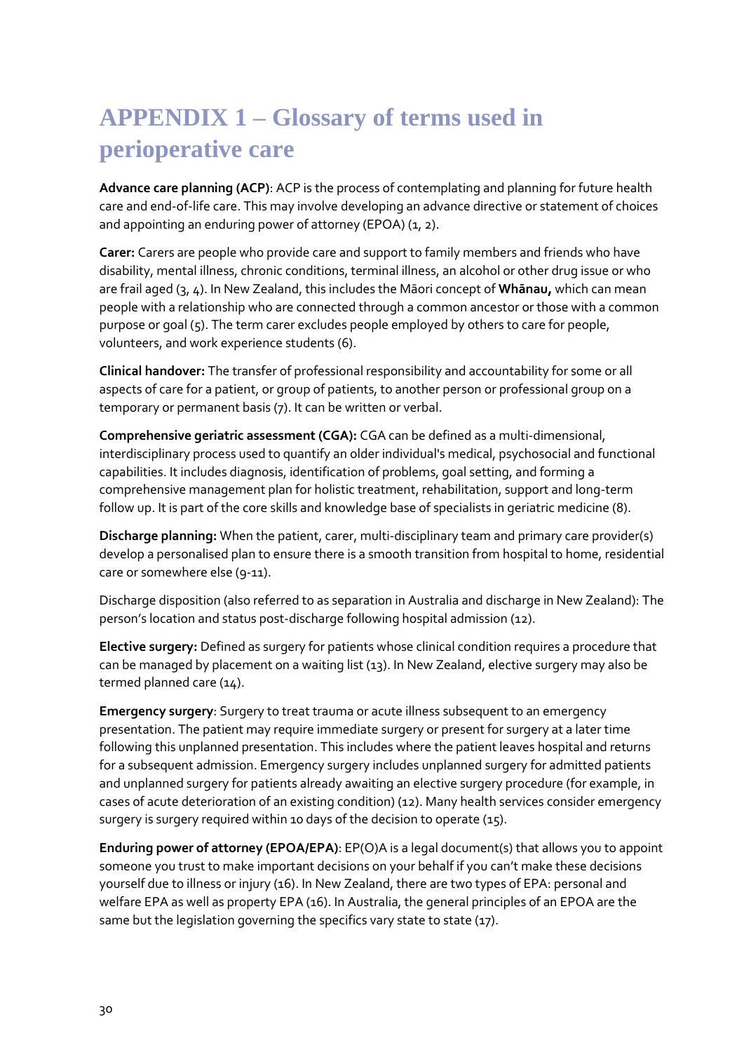# APPENDIX 1 – Glossary of terms used in perioperative care

**Advance care planning (ACP)**: ACP is the process of contemplating and planning for future health care and end-of-life care. This may involve developing an advance directive or statement of choices and appointing an enduring power of attorney (EPOA) (1, 2).

**Carer:** Carers are people who provide care and support to family members and friends who have disability, mental illness, chronic conditions, terminal illness, an alcohol or other drug issue or who are frail aged (3, 4). In New Zealand, this includes the Māori concept of **Whānau,** which can mean people with a relationship who are connected through a common ancestor or those with a common purpose or goal (5). The term carer excludes people employed by others to care for people, volunteers, and work experience students (6).

**Clinical handover:** The transfer of professional responsibility and accountability for some or all aspects of care for a patient, or group of patients, to another person or professional group on a temporary or permanent basis (7). It can be written or verbal.

**Comprehensive geriatric assessment (CGA):** CGA can be defined as a multi-dimensional, interdisciplinary process used to quantify an older individual's medical, psychosocial and functional capabilities. It includes diagnosis, identification of problems, goal setting, and forming a comprehensive management plan for holistic treatment, rehabilitation, support and long-term follow up. It is part of the core skills and knowledge base of specialists in geriatric medicine (8).

**Discharge planning:** When the patient, carer, multi-disciplinary team and primary care provider(s) develop a personalised plan to ensure there is a smooth transition from hospital to home, residential care or somewhere else (9-11).

Discharge disposition (also referred to as separation in Australia and discharge in New Zealand): The person's location and status post-discharge following hospital admission (12).

**Elective surgery:** Defined as surgery for patients whose clinical condition requires a procedure that can be managed by placement on a waiting list (13). In New Zealand, elective surgery may also be termed planned care (14).

**Emergency surgery**: Surgery to treat trauma or acute illness subsequent to an emergency presentation. The patient may require immediate surgery or present for surgery at a later time following this unplanned presentation. This includes where the patient leaves hospital and returns for a subsequent admission. Emergency surgery includes unplanned surgery for admitted patients and unplanned surgery for patients already awaiting an elective surgery procedure (for example, in cases of acute deterioration of an existing condition) (12). Many health services consider emergency surgery is surgery required within 10 days of the decision to operate (15).

**Enduring power of attorney (EPOA/EPA)**: EP(O)A is a legal document(s) that allows you to appoint someone you trust to make important decisions on your behalf if you can't make these decisions yourself due to illness or injury (16). In New Zealand, there are two types of EPA: personal and welfare EPA as well as property EPA (16). In Australia, the general principles of an EPOA are the same but the legislation governing the specifics vary state to state (17).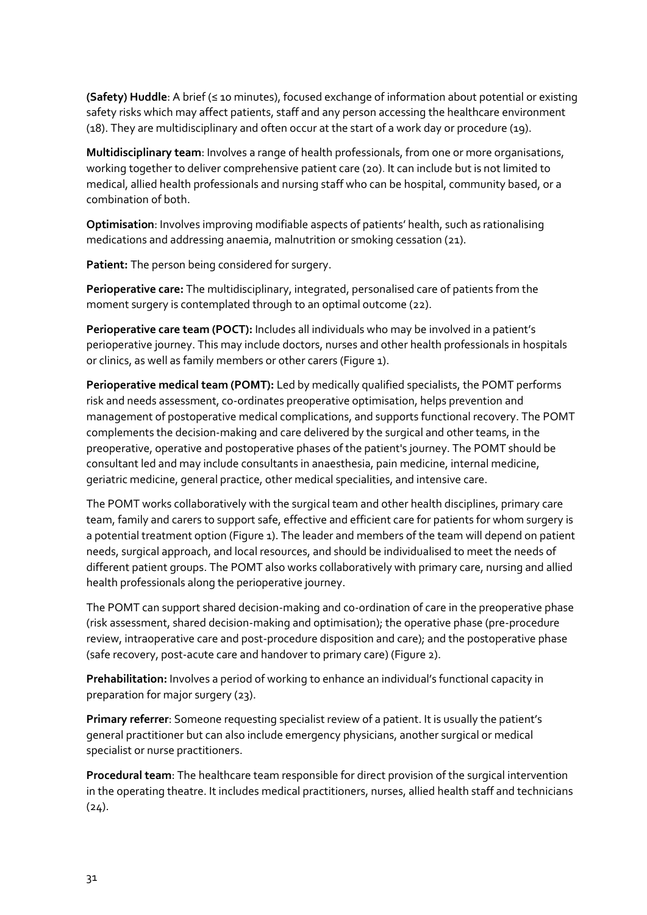**(Safety) Huddle**: A brief (≤ 10 minutes), focused exchange of information about potential or existing safety risks which may affect patients, staff and any person accessing the healthcare environment (18). They are multidisciplinary and often occur at the start of a work day or procedure (19).

**Multidisciplinary team**: Involves a range of health professionals, from one or more organisations, working together to deliver comprehensive patient care (20). It can include but is not limited to medical, allied health professionals and nursing staff who can be hospital, community based, or a combination of both.

**Optimisation**: Involves improving modifiable aspects of patients' health, such as rationalising medications and addressing anaemia, malnutrition or smoking cessation (21).

**Patient:** The person being considered for surgery.

**Perioperative care:** The multidisciplinary, integrated, personalised care of patients from the moment surgery is contemplated through to an optimal outcome (22).

**Perioperative care team (POCT):** Includes all individuals who may be involved in a patient's perioperative journey. This may include doctors, nurses and other health professionals in hospitals or clinics, as well as family members or other carers (Figure 1).

**Perioperative medical team (POMT):** Led by medically qualified specialists, the POMT performs risk and needs assessment, co-ordinates preoperative optimisation, helps prevention and management of postoperative medical complications, and supports functional recovery. The POMT complements the decision-making and care delivered by the surgical and other teams, in the preoperative, operative and postoperative phases of the patient's journey. The POMT should be consultant led and may include consultants in anaesthesia, pain medicine, internal medicine, geriatric medicine, general practice, other medical specialities, and intensive care.

The POMT works collaboratively with the surgical team and other health disciplines, primary care team, family and carers to support safe, effective and efficient care for patients for whom surgery is a potential treatment option (Figure 1). The leader and members of the team will depend on patient needs, surgical approach, and local resources, and should be individualised to meet the needs of different patient groups. The POMT also works collaboratively with primary care, nursing and allied health professionals along the perioperative journey.

The POMT can support shared decision-making and co-ordination of care in the preoperative phase (risk assessment, shared decision-making and optimisation); the operative phase (pre-procedure review, intraoperative care and post-procedure disposition and care); and the postoperative phase (safe recovery, post-acute care and handover to primary care) (Figure 2).

**Prehabilitation:** Involves a period of working to enhance an individual's functional capacity in preparation for major surgery (23).

**Primary referrer**: Someone requesting specialist review of a patient. It is usually the patient's general practitioner but can also include emergency physicians, another surgical or medical specialist or nurse practitioners.

**Procedural team**: The healthcare team responsible for direct provision of the surgical intervention in the operating theatre. It includes medical practitioners, nurses, allied health staff and technicians (24).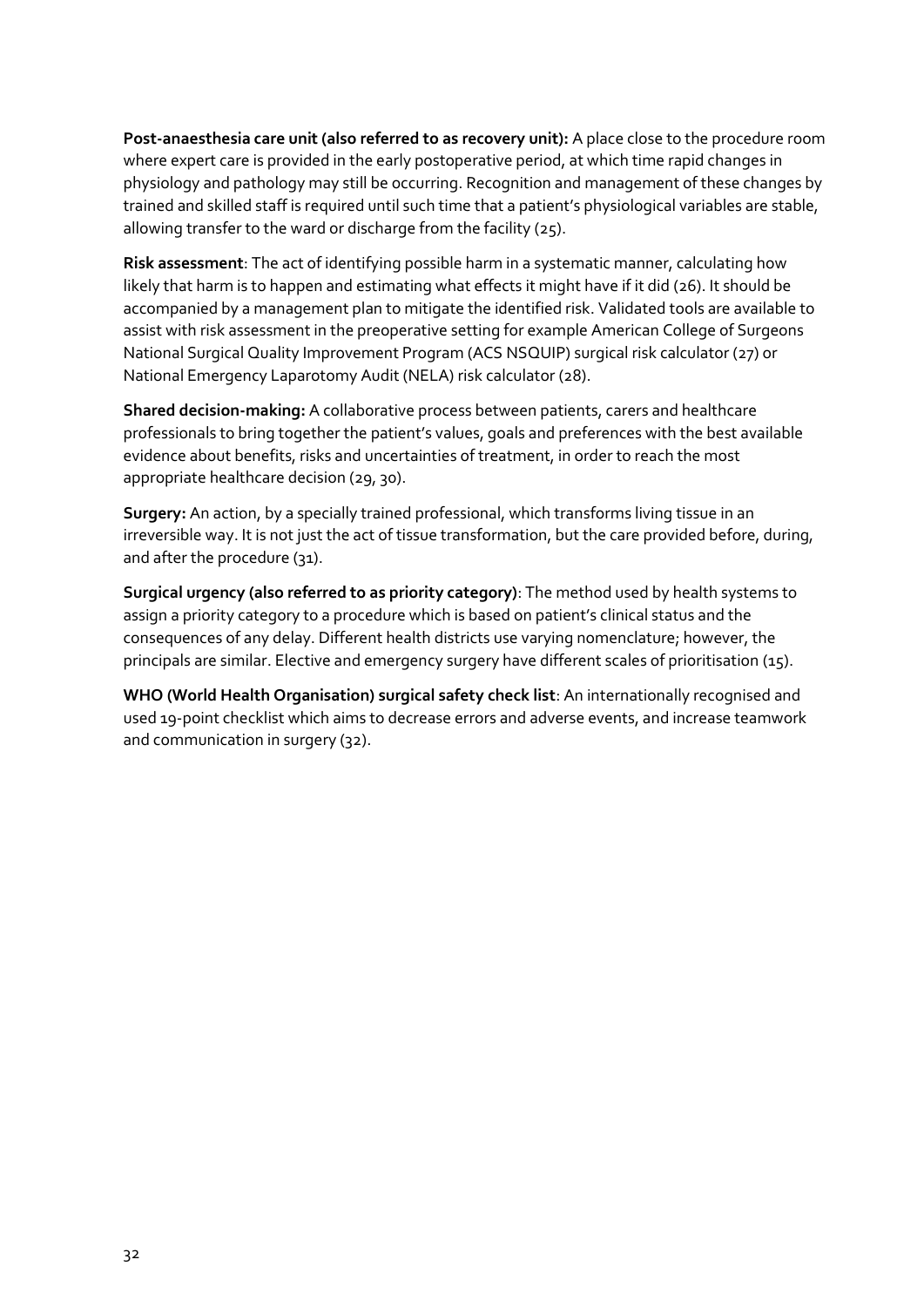**Post-anaesthesia care unit (also referred to as recovery unit):** A place close to the procedure room where expert care is provided in the early postoperative period, at which time rapid changes in physiology and pathology may still be occurring. Recognition and management of these changes by trained and skilled staff is required until such time that a patient's physiological variables are stable, allowing transfer to the ward or discharge from the facility (25).

**Risk assessment**: The act of identifying possible harm in a systematic manner, calculating how likely that harm is to happen and estimating what effects it might have if it did (26). It should be accompanied by a management plan to mitigate the identified risk. Validated tools are available to assist with risk assessment in the preoperative setting for example American College of Surgeons National Surgical Quality Improvement Program (ACS NSQUIP) surgical risk calculator (27) or National Emergency Laparotomy Audit (NELA) risk calculator (28).

**Shared decision-making:** A collaborative process between patients, carers and healthcare professionals to bring together the patient's values, goals and preferences with the best available evidence about benefits, risks and uncertainties of treatment, in order to reach the most appropriate healthcare decision (29, 30).

**Surgery:** An action, by a specially trained professional, which transforms living tissue in an irreversible way. It is not just the act of tissue transformation, but the care provided before, during, and after the procedure (31).

**Surgical urgency (also referred to as priority category)**: The method used by health systems to assign a priority category to a procedure which is based on patient's clinical status and the consequences of any delay. Different health districts use varying nomenclature; however, the principals are similar. Elective and emergency surgery have different scales of prioritisation (15).

**WHO (World Health Organisation) surgical safety check list**: An internationally recognised and used 19-point checklist which aims to decrease errors and adverse events, and increase teamwork and communication in surgery (32).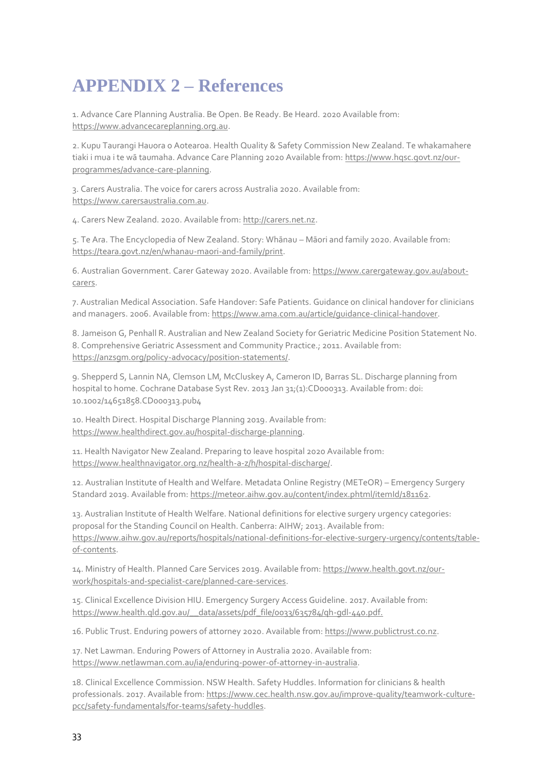# APPENDIX 2 – References

1. Advance Care Planning Australia. Be Open. Be Ready. Be Heard. 2020 Available from: https://www.advancecareplanning.org.au.

2. Kupu Taurangi Hauora o Aotearoa. Health Quality & Safety Commission New Zealand. Te whakamahere tiaki i mua i te wā taumaha. Advance Care Planning 2020 Available from: https://www.hqsc.govt.nz/our-programmes/advance-care-planning.

3. Carers Australia. The voice for carers across Australia 2020. Available from: https://www.carersaustralia.com.au.

4. Carers New Zealand. 2020. Available from: http://carers.net.nz.

5. Te Ara. The Encyclopedia of New Zealand. Story: Whānau – Māori and family 2020. Available from: https://teara.govt.nz/en/whanau-maori-and-family/print.

6. Australian Government. Carer Gateway 2020. Available from: https://www.carergateway.gov.au/about-carers.

7. Australian Medical Association. Safe Handover: Safe Patients. Guidance on clinical handover for clinicians and managers. 2006. Available from: https://www.ama.com.au/article/guidance-clinical-handover.

8. Jameison G, Penhall R. Australian and New Zealand Society for Geriatric Medicine Position Statement No. 8. Comprehensive Geriatric Assessment and Community Practice.; 2011. Available from: https://anzsgm.org/policy-advocacy/position-statements/.

9. Shepperd S, Lannin NA, Clemson LM, McCluskey A, Cameron ID, Barras SL. Discharge planning from hospital to home. Cochrane Database Syst Rev. 2013 Jan 31;(1):CD000313. Available from: doi: 10.1002/14651858.CD000313.pub4

10. Health Direct. Hospital Discharge Planning 2019. Available from: https://www.healthdirect.gov.au/hospital-discharge-planning.

11. Health Navigator New Zealand. Preparing to leave hospital 2020 Available from: https://www.healthnavigator.org.nz/health-a-z/h/hospital-discharge/.

12. Australian Institute of Health and Welfare. Metadata Online Registry (METeOR) – Emergency Surgery Standard 2019. Available from: https://meteor.aihw.gov.au/content/index.phtml/itemId/181162.

13. Australian Institute of Health Welfare. National definitions for elective surgery urgency categories: proposal for the Standing Council on Health. Canberra: AIHW; 2013. Available from: https://www.aihw.gov.au/reports/hospitals/national-definitions-for-elective-surgery-urgency/contents/table-of-contents.

14. Ministry of Health. Planned Care Services 2019. Available from: https://www.health.govt.nz/our-work/hospitals-and-specialist-care/planned-care-services.

15. Clinical Excellence Division HIU. Emergency Surgery Access Guideline. 2017. Available from: https://www.health.qld.gov.au/__data/assets/pdf_file/0033/635784/qh-gdl-440.pdf.

16. Public Trust. Enduring powers of attorney 2020. Available from: https://www.publictrust.co.nz.

17. Net Lawman. Enduring Powers of Attorney in Australia 2020. Available from: https://www.netlawman.com.au/ia/enduring-power-of-attorney-in-australia.

18. Clinical Excellence Commission. NSW Health. Safety Huddles. Information for clinicians & health professionals. 2017. Available from: https://www.cec.health.nsw.gov.au/improve-quality/teamwork-culture-pcc/safety-fundamentals/for-teams/safety-huddles.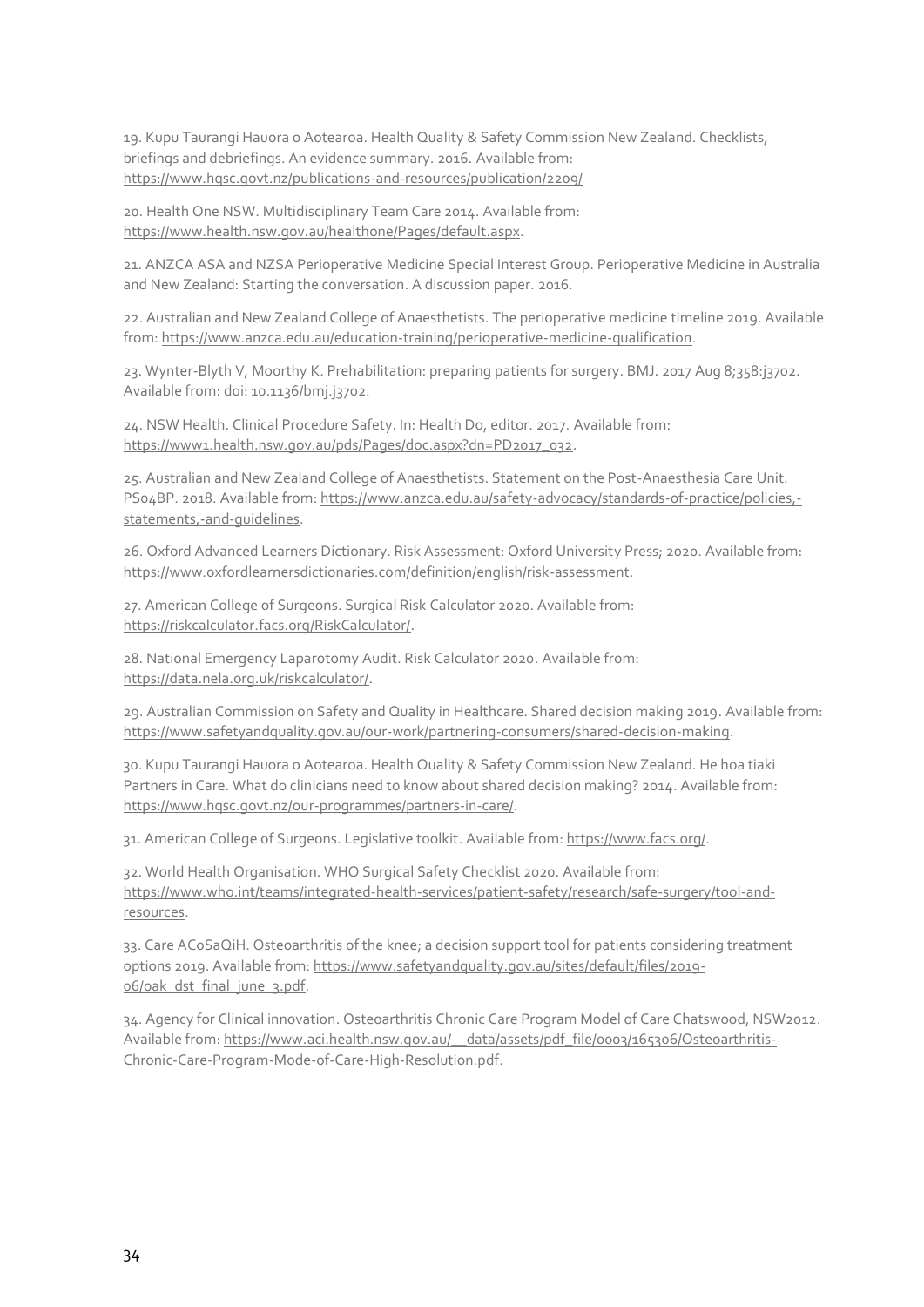19. Kupu Taurangi Hauora o Aotearoa. Health Quality & Safety Commission New Zealand. Checklists, briefings and debriefings. An evidence summary. 2016. Available from: https://www.hqsc.govt.nz/publications-and-resources/publication/2209/

20. Health One NSW. Multidisciplinary Team Care 2014. Available from: https://www.health.nsw.gov.au/healthone/Pages/default.aspx.

21. ANZCA ASA and NZSA Perioperative Medicine Special Interest Group. Perioperative Medicine in Australia and New Zealand: Starting the conversation. A discussion paper. 2016.

22. Australian and New Zealand College of Anaesthetists. The perioperative medicine timeline 2019. Available from: https://www.anzca.edu.au/education-training/perioperative-medicine-qualification.

23. Wynter-Blyth V, Moorthy K. Prehabilitation: preparing patients for surgery. BMJ. 2017 Aug 8;358:j3702. Available from: doi: 10.1136/bmj.j3702.

24. NSW Health. Clinical Procedure Safety. In: Health Do, editor. 2017. Available from: https://www1.health.nsw.gov.au/pds/Pages/doc.aspx?dn=PD2017_032.

25. Australian and New Zealand College of Anaesthetists. Statement on the Post-Anaesthesia Care Unit. PS04BP. 2018. Available from: https://www.anzca.edu.au/safety-advocacy/standards-of-practice/policies,-statements,-and-guidelines.

26. Oxford Advanced Learners Dictionary. Risk Assessment: Oxford University Press; 2020. Available from: https://www.oxfordlearnersdictionaries.com/definition/english/risk-assessment.

27. American College of Surgeons. Surgical Risk Calculator 2020. Available from: https://riskcalculator.facs.org/RiskCalculator/.

28. National Emergency Laparotomy Audit. Risk Calculator 2020. Available from: https://data.nela.org.uk/riskcalculator/.

29. Australian Commission on Safety and Quality in Healthcare. Shared decision making 2019. Available from: https://www.safetyandquality.gov.au/our-work/partnering-consumers/shared-decision-making.

30. Kupu Taurangi Hauora o Aotearoa. Health Quality & Safety Commission New Zealand. He hoa tiaki Partners in Care. What do clinicians need to know about shared decision making? 2014. Available from: https://www.hqsc.govt.nz/our-programmes/partners-in-care/.

31. American College of Surgeons. Legislative toolkit. Available from: https://www.facs.org/.

32. World Health Organisation. WHO Surgical Safety Checklist 2020. Available from: https://www.who.int/teams/integrated-health-services/patient-safety/research/safe-surgery/tool-and-resources.

33. Care ACoSaQiH. Osteoarthritis of the knee; a decision support tool for patients considering treatment options 2019. Available from: https://www.safetyandquality.gov.au/sites/default/files/2019-06/oak_dst_final_june_3.pdf.

34. Agency for Clinical innovation. Osteoarthritis Chronic Care Program Model of Care Chatswood, NSW2012. Available from: https://www.aci.health.nsw.gov.au/__data/assets/pdf_file/0003/165306/Osteoarthritis-Chronic-Care-Program-Mode-of-Care-High-Resolution.pdf.